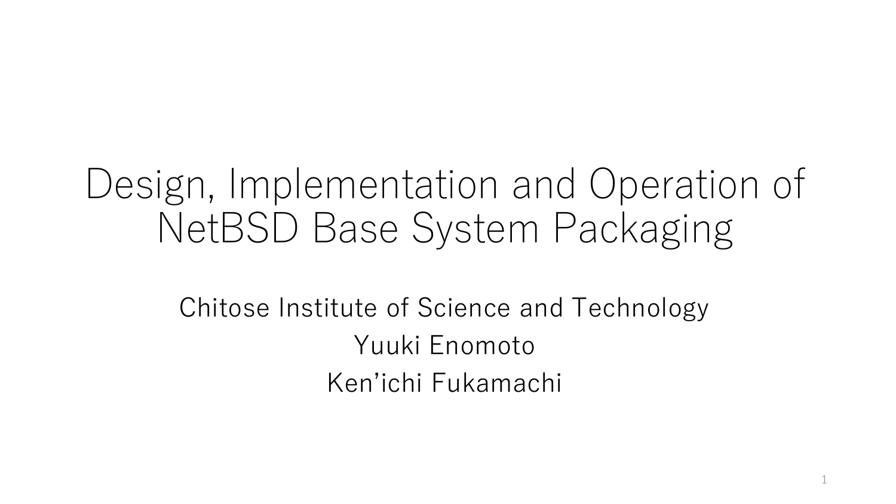# Design, Implementation and Operation of NetBSD Base System Packaging

Chitose Institute of Science and Technology

Yuuki Enomoto

Ken’ichi Fukamachi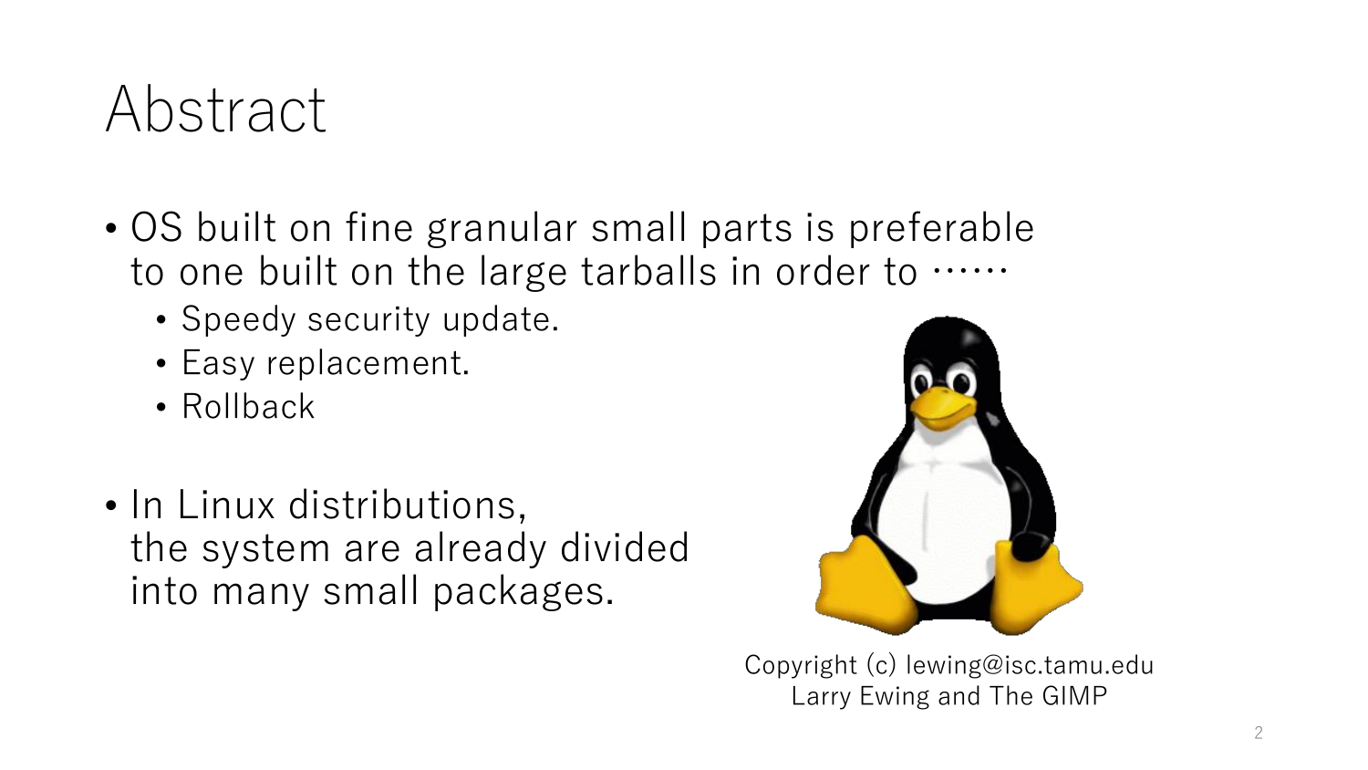# Abstract

- OS built on fine granular small parts is preferable to one built on the large tarballs in order to ……
  - Speedy security update.
  - Easy replacement.
  - Rollback

- In Linux distributions, the system are already divided into many small packages.

Copyright (c) lewing@isc.tamu.edu
Larry Ewing and The GIMP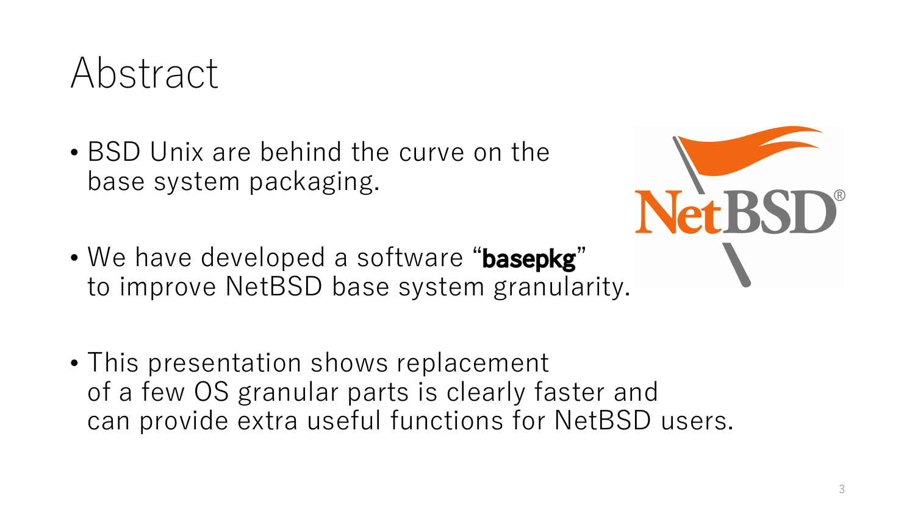# Abstract

- BSD Unix are behind the curve on the base system packaging.

- We have developed a software “**basepkg**” to improve NetBSD base system granularity.

- This presentation shows replacement of a few OS granular parts is clearly faster and can provide extra useful functions for NetBSD users.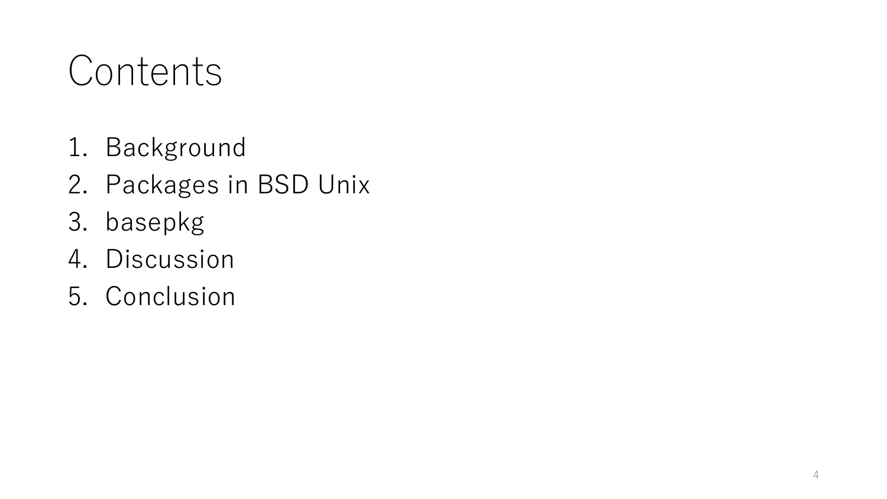# Contents

1. Background
2. Packages in BSD Unix
3. basepkg
4. Discussion
5. Conclusion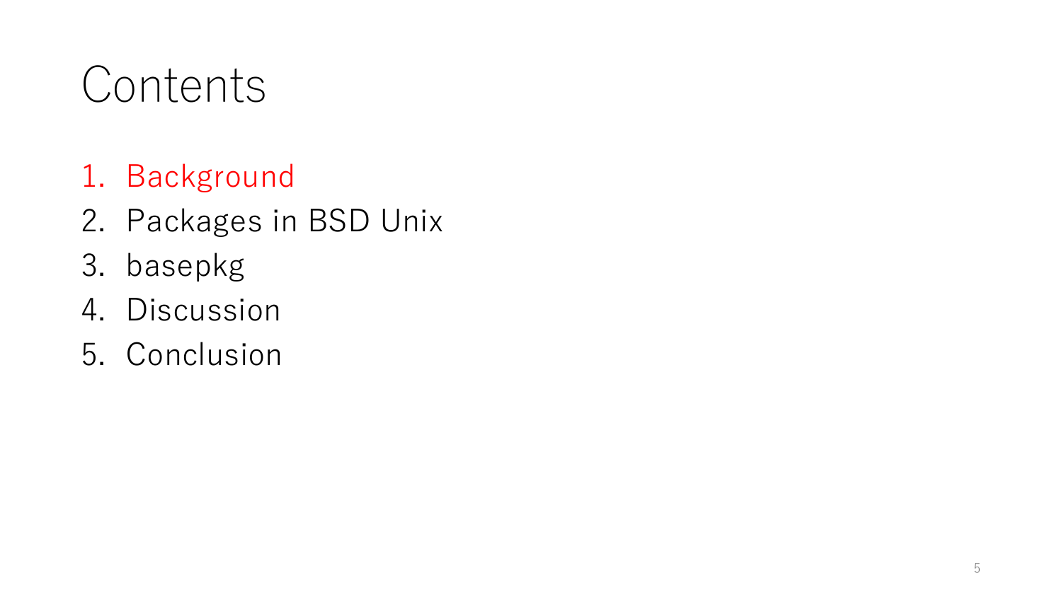# Contents

1. Background
2. Packages in BSD Unix
3. basepkg
4. Discussion
5. Conclusion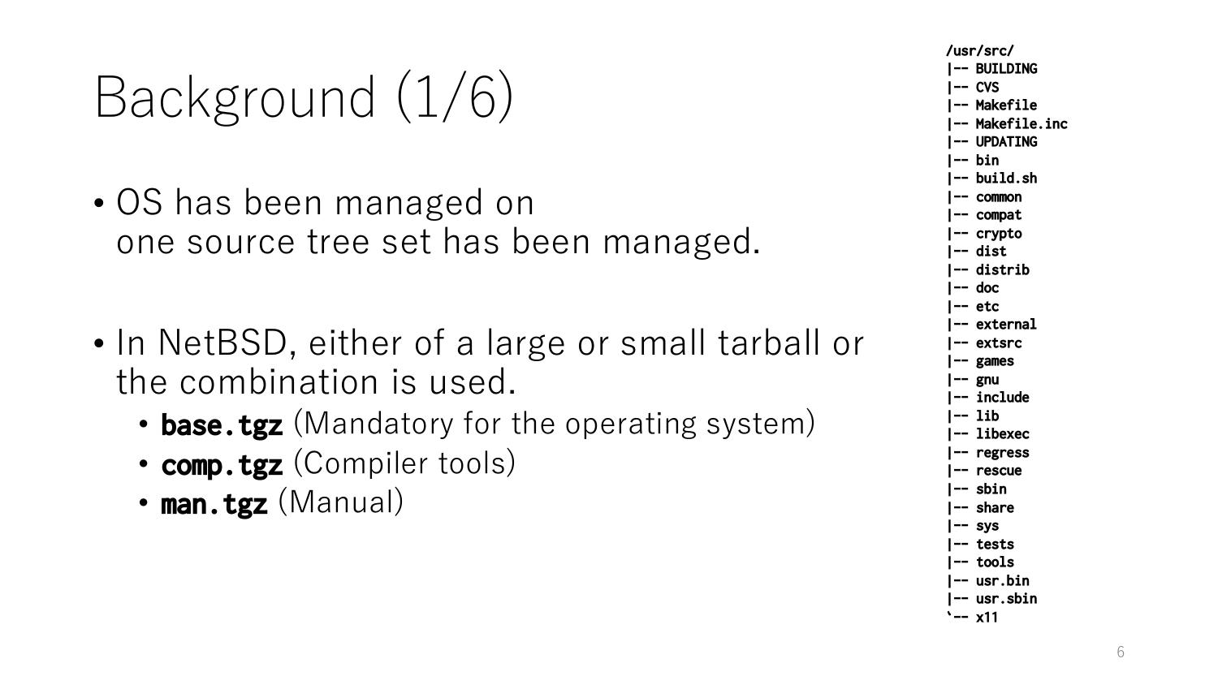# Background (1/6)

- OS has been managed on one source tree set has been managed.

- In NetBSD, either of a large or small tarball or the combination is used.
  - **base.tgz** (Mandatory for the operating system)
  - **comp.tgz** (Compiler tools)
  - **man.tgz** (Manual)

```
/usr/src/
|-- BUILDING
|-- CVS
|-- Makefile
|-- Makefile.inc
|-- UPDATING
|-- bin
|-- build.sh
|-- common
|-- compat
|-- crypto
|-- dist
|-- distrib
|-- doc
|-- etc
|-- external
|-- extsrc
|-- games
|-- gnu
|-- include
|-- lib
|-- libexec
|-- regress
|-- rescue
|-- sbin
|-- share
|-- sys
|-- tests
|-- tools
|-- usr.bin
|-- usr.sbin
`-- x11
```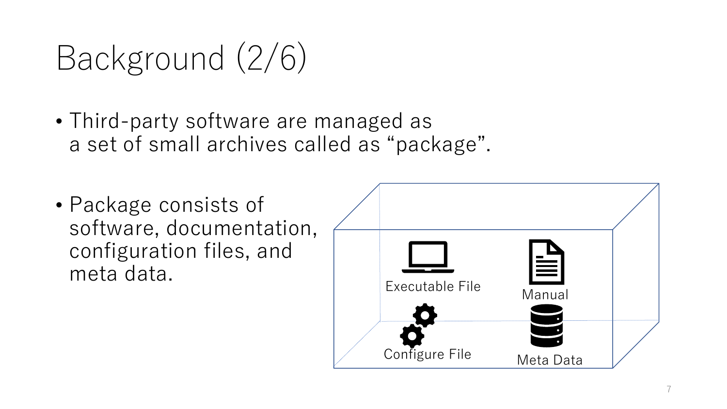# Background (2/6)

- Third-party software are managed as a set of small archives called as “package”.
- Package consists of software, documentation, configuration files, and meta data.

Executable File

Manual

Configure File

Meta Data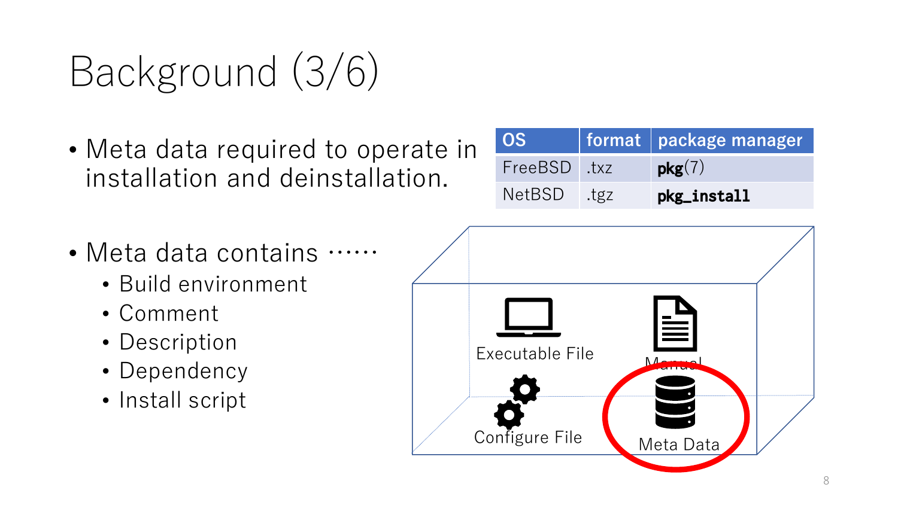# Background (3/6)

- Meta data required to operate in installation and deinstallation.

| OS | format | package manager |
| --- | --- | --- |
| FreeBSD | .txz | **pkg**(7) |
| NetBSD | .tgz | **pkg_install** |

- Meta data contains ……
  - Build environment
  - Comment
  - Description
  - Dependency
  - Install script

Executable File

Manual

Configure File

Meta Data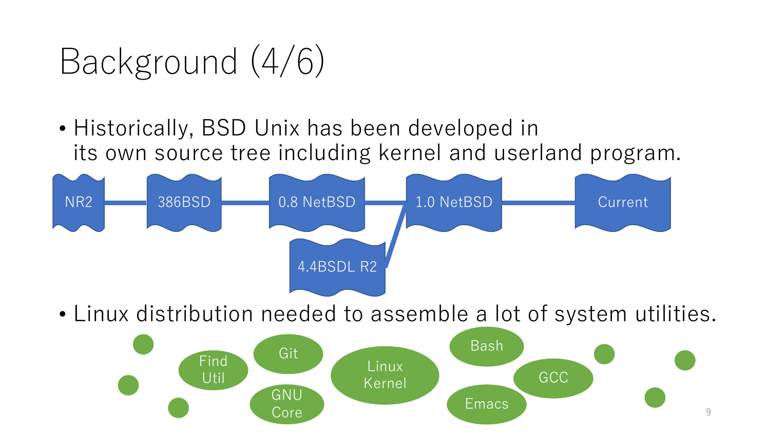# Background (4/6)

- Historically, BSD Unix has been developed in its own source tree including kernel and userland program.

NR2 — 386BSD — 0.8 NetBSD — 1.0 NetBSD — Current

4.4BSDL R2 — 1.0 NetBSD

- Linux distribution needed to assemble a lot of system utilities.

Find Util, Git, GNU Core, Linux Kernel, Bash, Emacs, GCC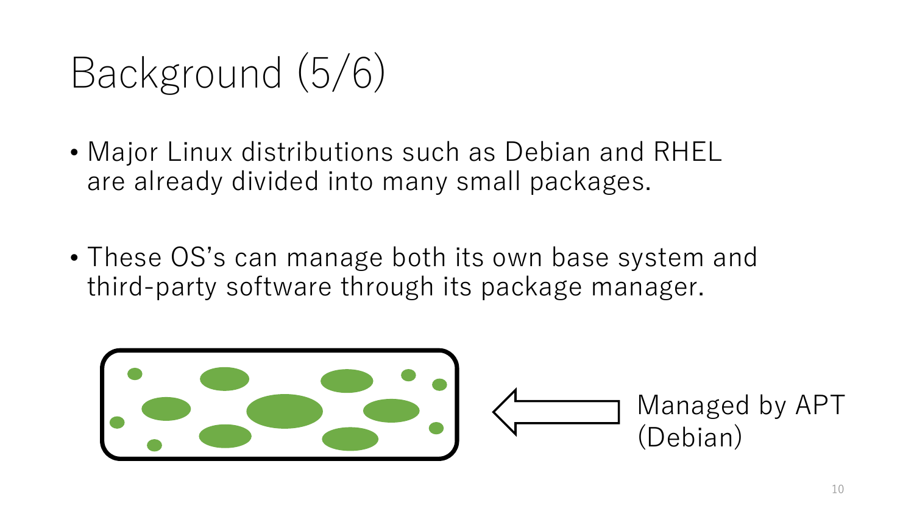# Background (5/6)

- Major Linux distributions such as Debian and RHEL are already divided into many small packages.

- These OS's can manage both its own base system and third-party software through its package manager.

Managed by APT (Debian)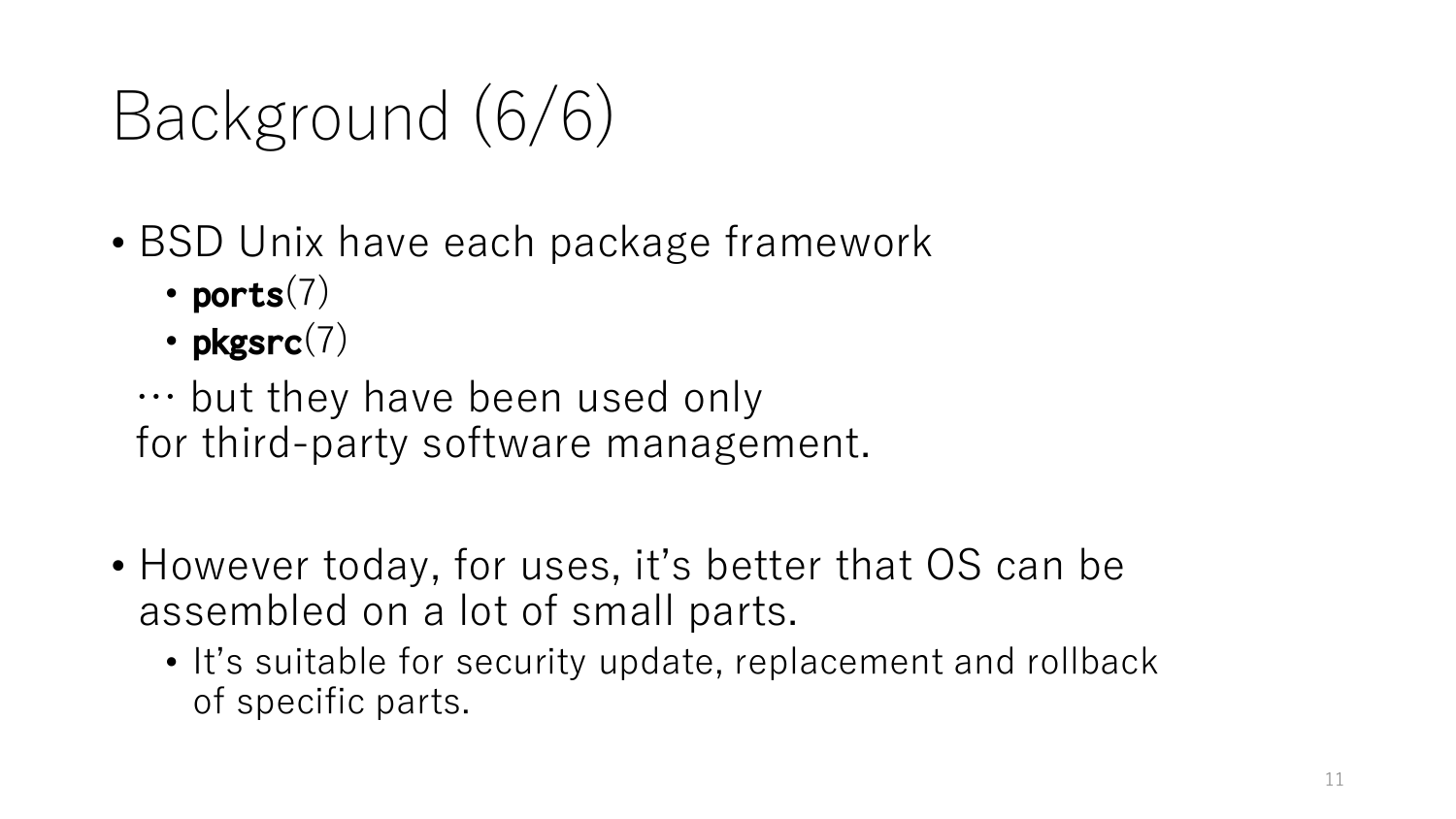# Background (6/6)

- BSD Unix have each package framework
  - **ports**(7)
  - **pkgsrc**(7)

  … but they have been used only
  for third-party software management.

- However today, for uses, it's better that OS can be assembled on a lot of small parts.
  - It's suitable for security update, replacement and rollback of specific parts.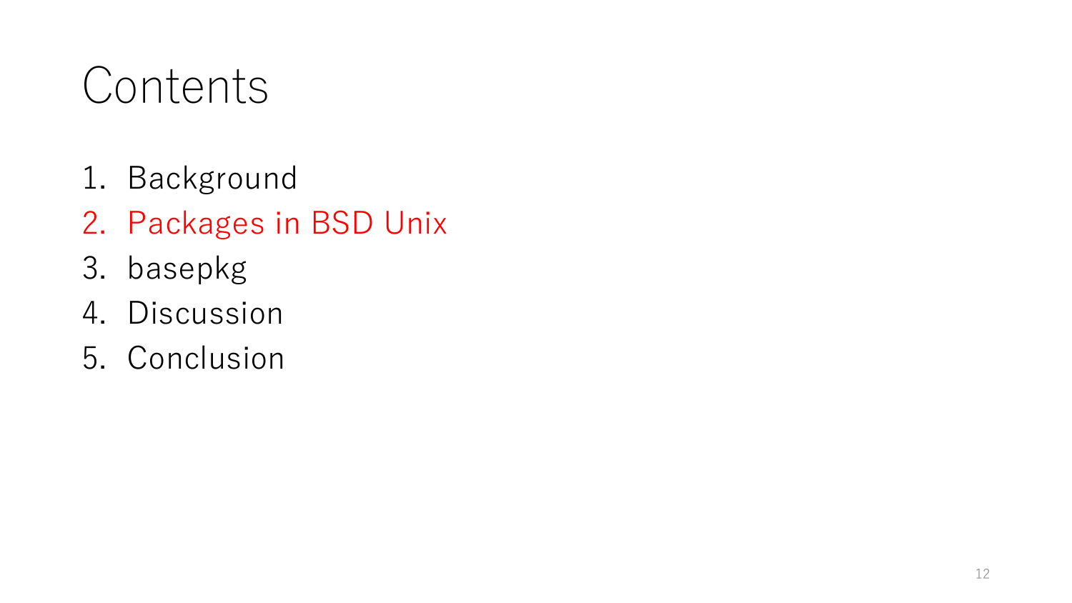# Contents

1. Background
2. Packages in BSD Unix
3. basepkg
4. Discussion
5. Conclusion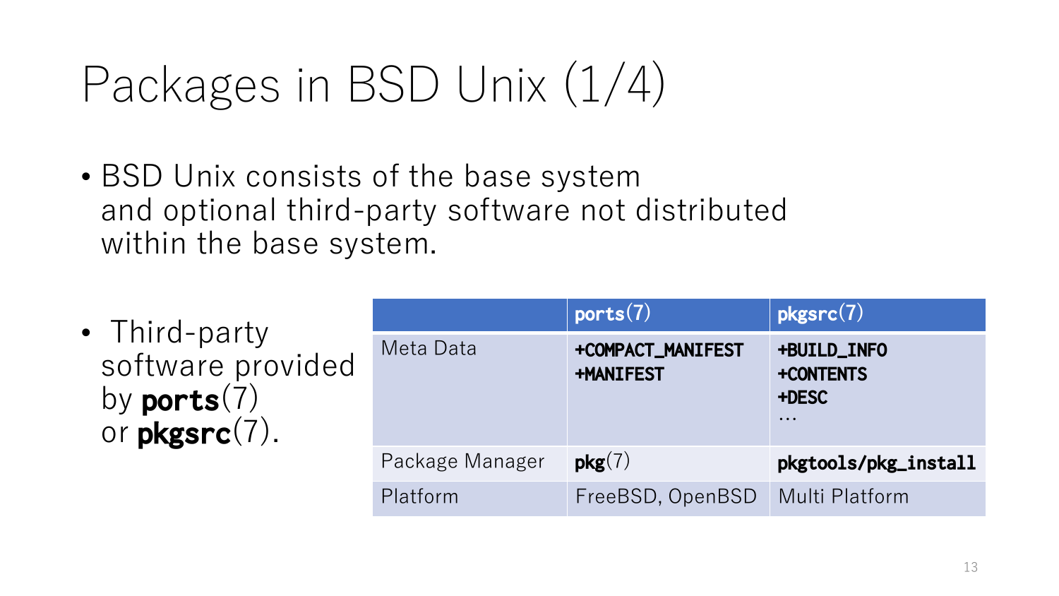# Packages in BSD Unix (1/4)

- BSD Unix consists of the base system and optional third-party software not distributed within the base system.

- Third-party software provided by **ports**(7) or **pkgsrc**(7).

| | **ports**(7) | **pkgsrc**(7) |
|---|---|---|
| Meta Data | **+COMPACT_MANIFEST**<br>**+MANIFEST** | **+BUILD_INFO**<br>**+CONTENTS**<br>**+DESC**<br>… |
| Package Manager | **pkg**(7) | **pkgtools/pkg_install** |
| Platform | FreeBSD, OpenBSD | Multi Platform |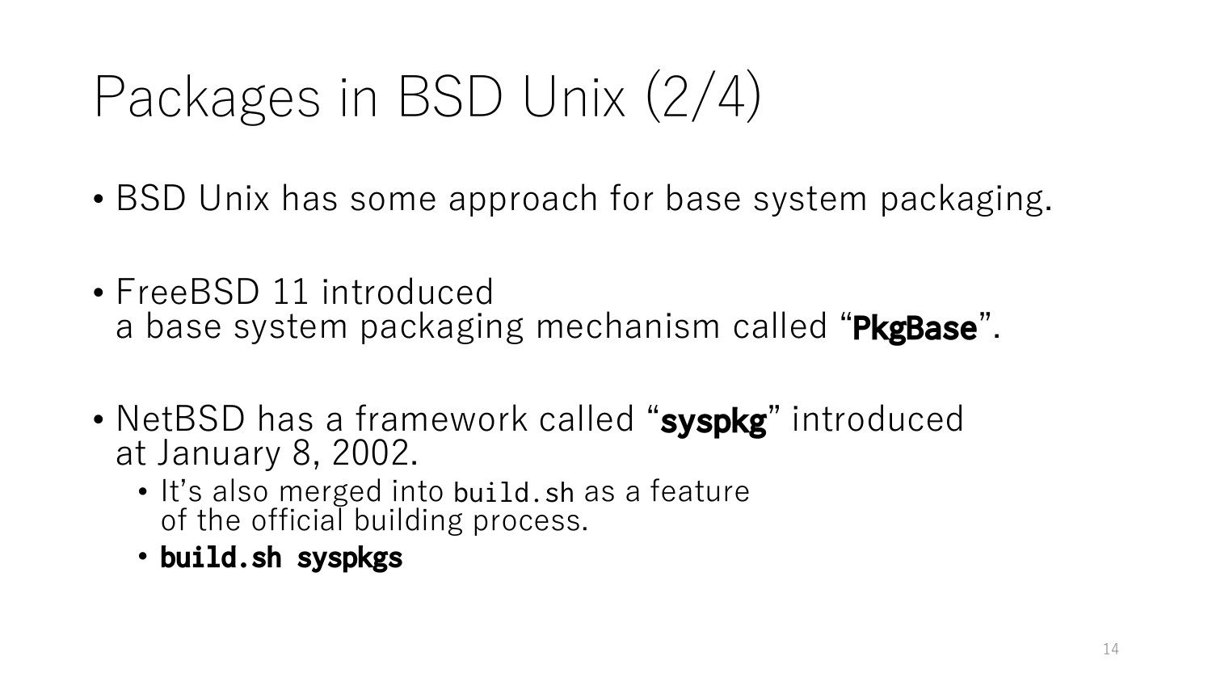# Packages in BSD Unix (2/4)

- BSD Unix has some approach for base system packaging.
- FreeBSD 11 introduced a base system packaging mechanism called "**PkgBase**".
- NetBSD has a framework called "**syspkg**" introduced at January 8, 2002.
  - It's also merged into `build.sh` as a feature of the official building process.
  - **`build.sh syspkgs`**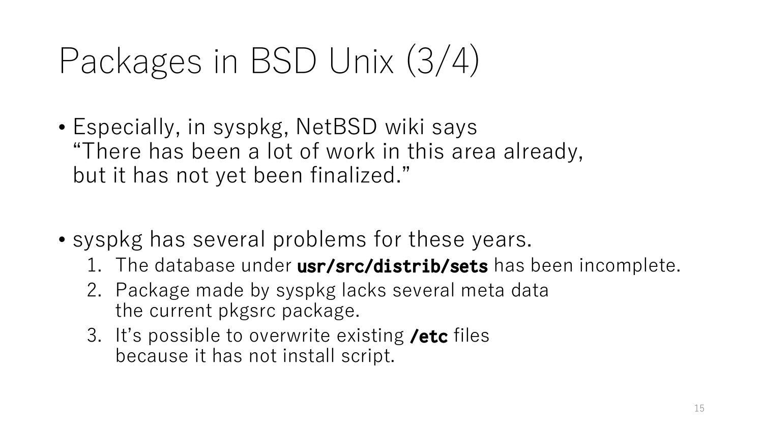# Packages in BSD Unix (3/4)

- Especially, in syspkg, NetBSD wiki says
  "There has been a lot of work in this area already,
  but it has not yet been finalized."

- syspkg has several problems for these years.
  1. The database under **usr/src/distrib/sets** has been incomplete.
  2. Package made by syspkg lacks several meta data
     the current pkgsrc package.
  3. It's possible to overwrite existing **/etc** files
     because it has not install script.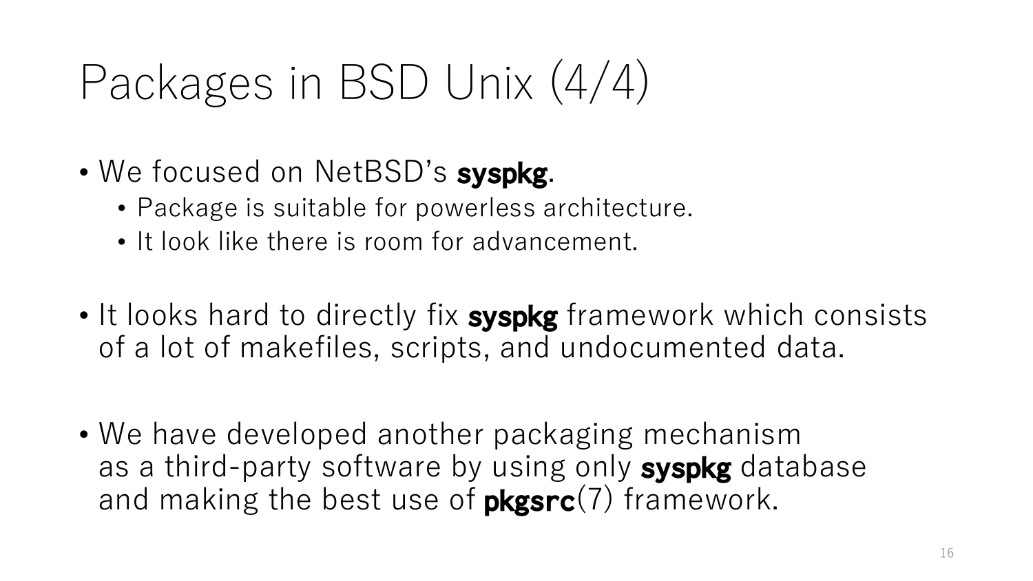# Packages in BSD Unix (4/4)

- We focused on NetBSD's **syspkg**.
  - Package is suitable for powerless architecture.
  - It look like there is room for advancement.

- It looks hard to directly fix **syspkg** framework which consists of a lot of makefiles, scripts, and undocumented data.

- We have developed another packaging mechanism as a third-party software by using only **syspkg** database and making the best use of **pkgsrc**(7) framework.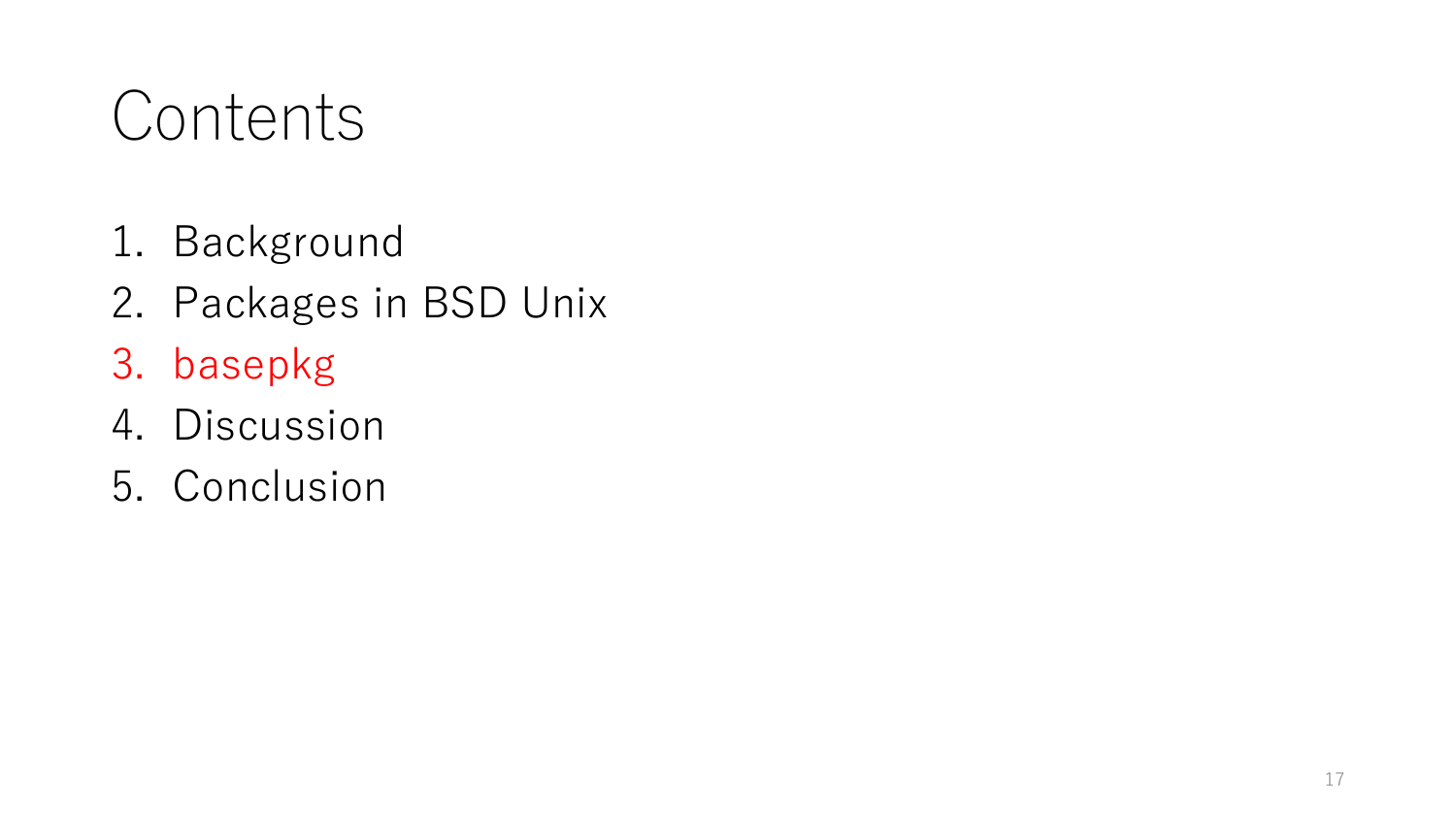# Contents

1. Background
2. Packages in BSD Unix
3. basepkg
4. Discussion
5. Conclusion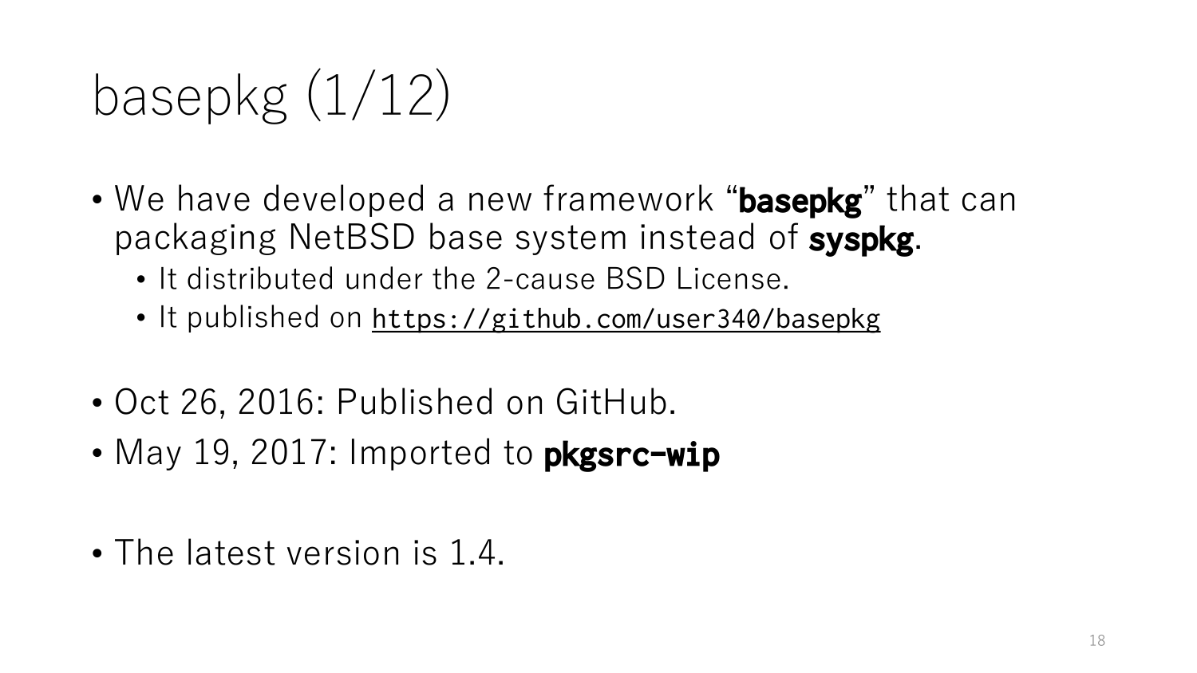# basepkg (1/12)

- We have developed a new framework “**basepkg**” that can packaging NetBSD base system instead of **syspkg**.
  - It distributed under the 2-cause BSD License.
  - It published on `https://github.com/user340/basepkg`
- Oct 26, 2016: Published on GitHub.
- May 19, 2017: Imported to **pkgsrc-wip**
- The latest version is 1.4.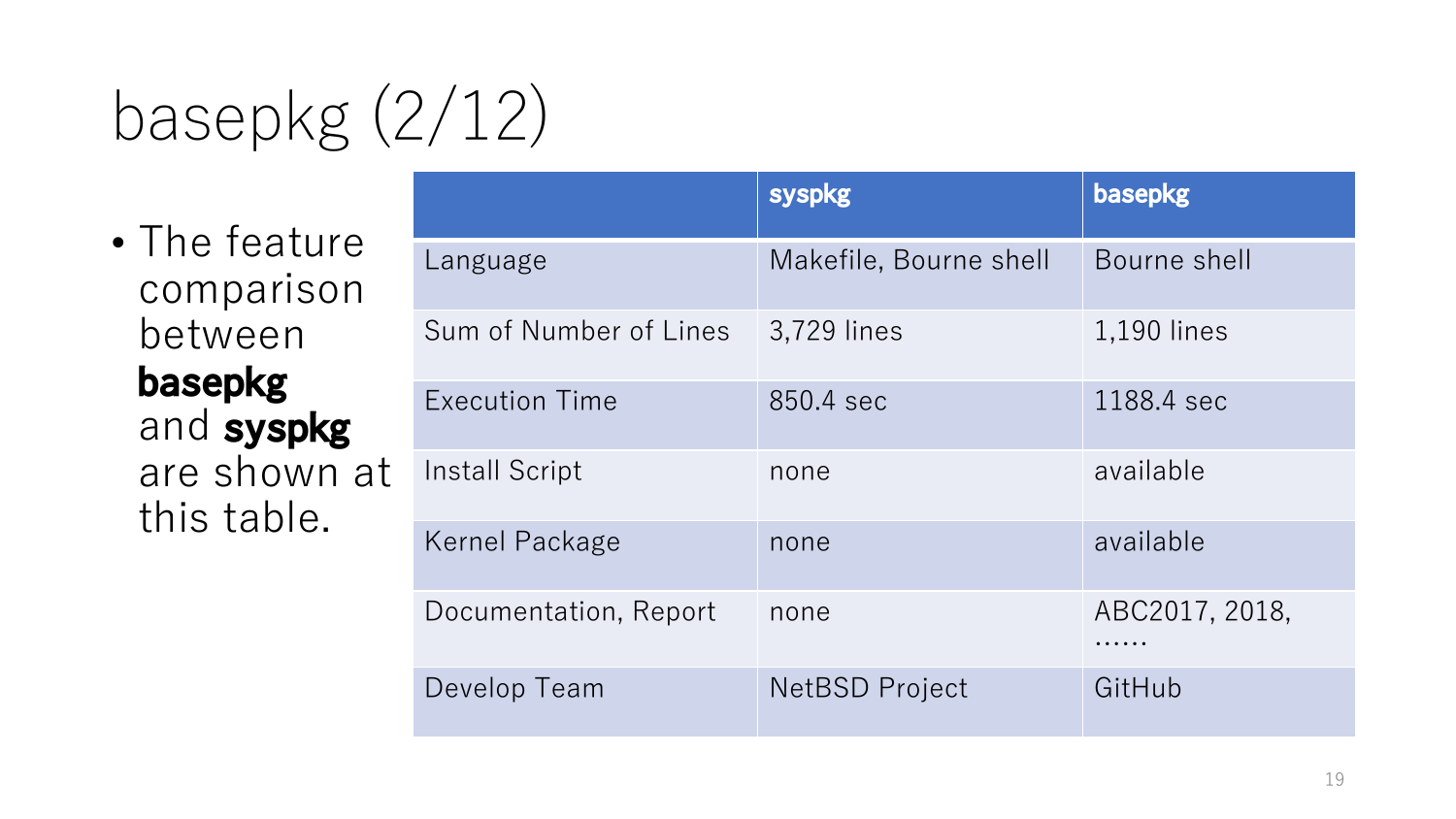# basepkg (2/12)

- The feature comparison between **basepkg** and **syspkg** are shown at this table.

| | syspkg | basepkg |
|---|---|---|
| Language | Makefile, Bourne shell | Bourne shell |
| Sum of Number of Lines | 3,729 lines | 1,190 lines |
| Execution Time | 850.4 sec | 1188.4 sec |
| Install Script | none | available |
| Kernel Package | none | available |
| Documentation, Report | none | ABC2017, 2018, …… |
| Develop Team | NetBSD Project | GitHub |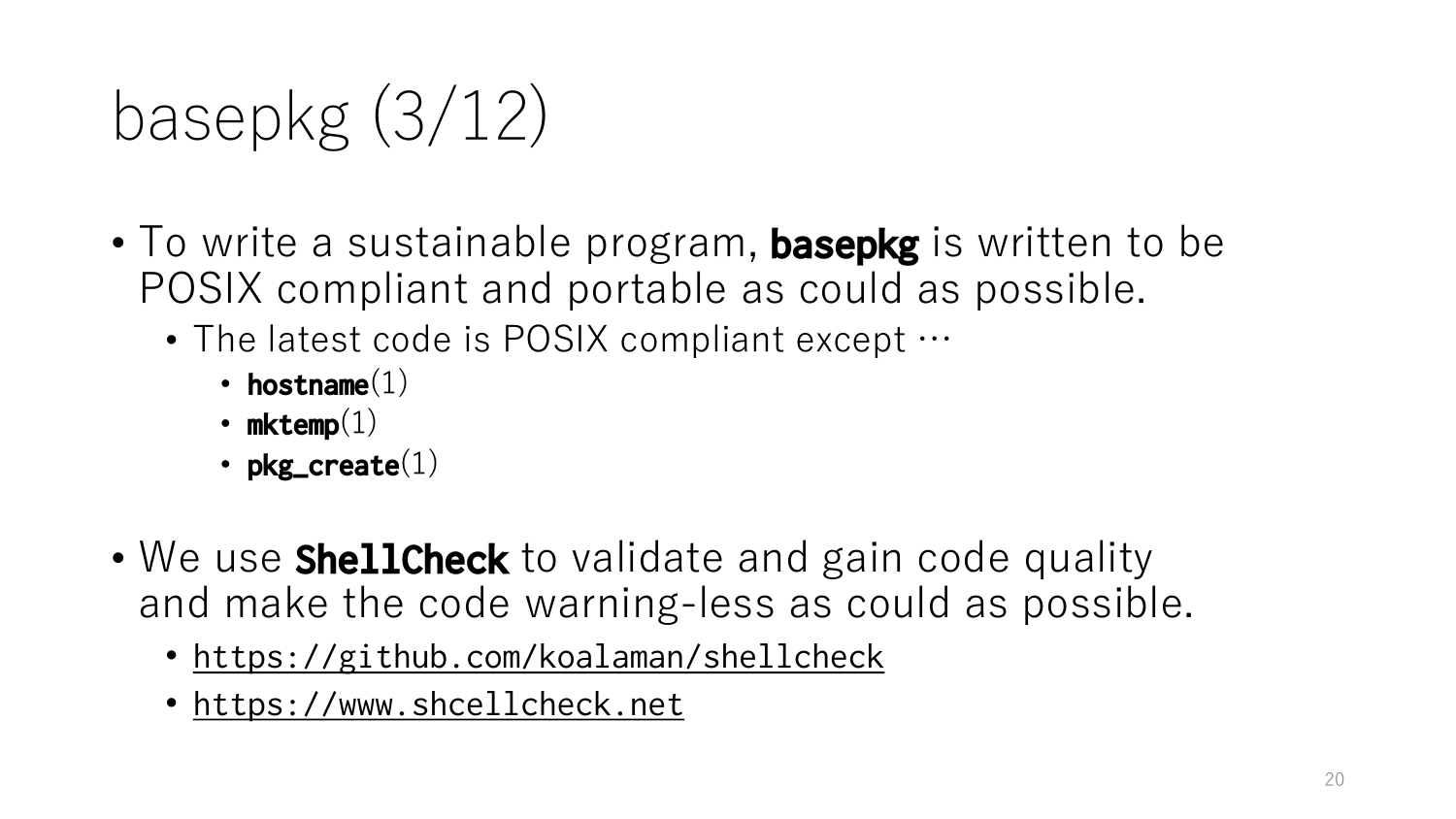# basepkg (3/12)

- To write a sustainable program, **basepkg** is written to be POSIX compliant and portable as could as possible.
  - The latest code is POSIX compliant except …
    - **hostname**(1)
    - **mktemp**(1)
    - **pkg_create**(1)

- We use **ShellCheck** to validate and gain code quality and make the code warning-less as could as possible.
  - https://github.com/koalaman/shellcheck
  - https://www.shcellcheck.net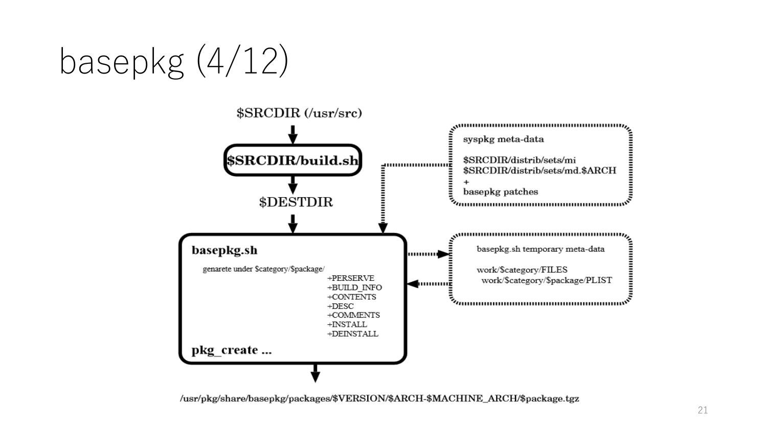# basepkg (4/12)

$SRCDIR (/usr/src)

**$SRCDIR/build.sh**

$DESTDIR

syspkg meta-data

$SRCDIR/distrib/sets/mi
$SRCDIR/distrib/sets/md.$ARCH
+
basepkg patches

**basepkg.sh**

genarete under $category/$package/

+PERSERVE
+BUILD_INFO
+CONTENTS
+DESC
+COMMENTS
+INSTALL
+DEINSTALL

**pkg_create ...**

basepkg.sh temporary meta-data

work/$category/FILES
work/$category/$package/PLIST

**/usr/pkg/share/basepkg/packages/$VERSION/$ARCH-$MACHINE_ARCH/$package.tgz**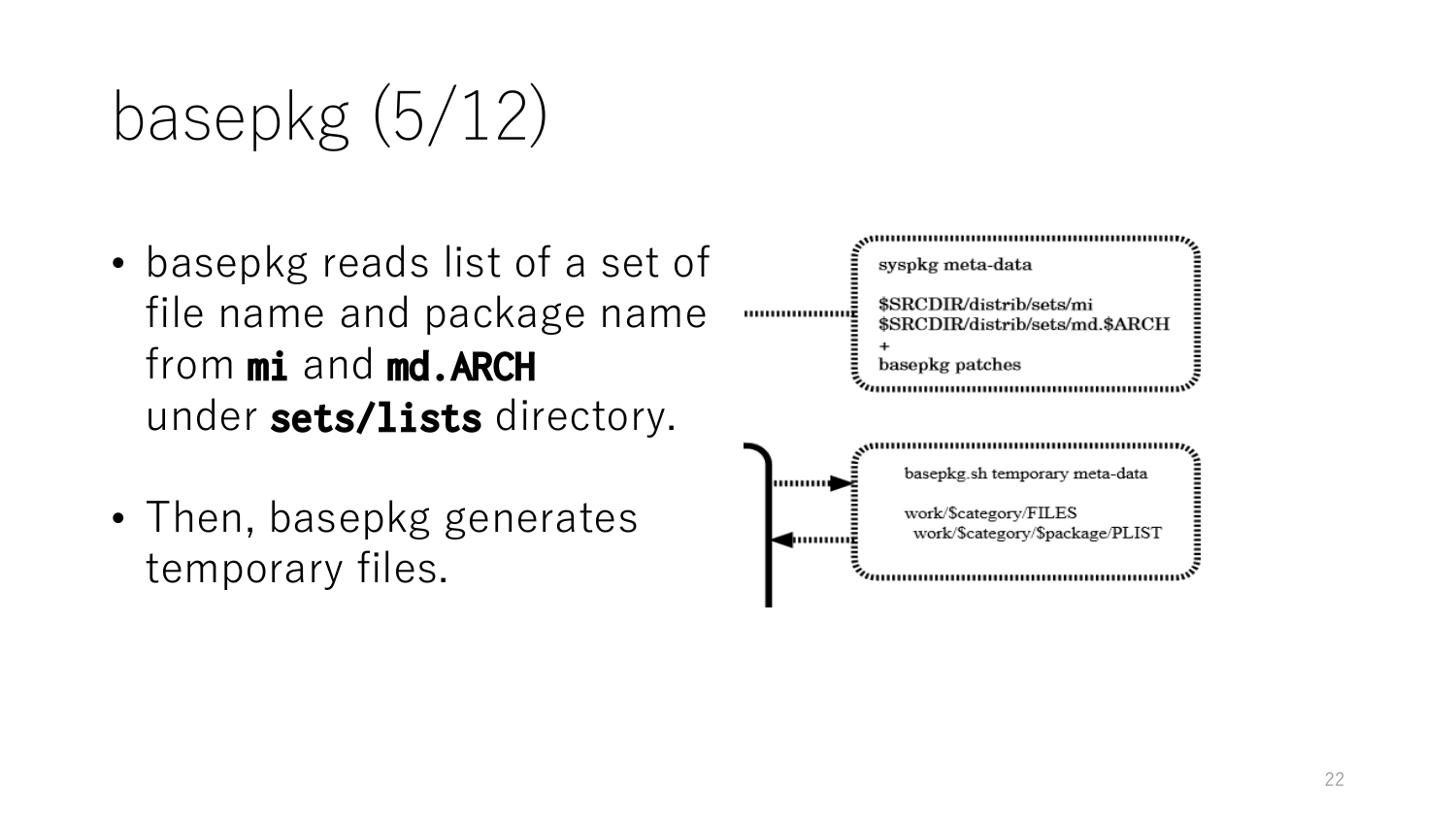# basepkg (5/12)

- basepkg reads list of a set of file name and package name from **mi** and **md.ARCH** under **sets/lists** directory.

- Then, basepkg generates temporary files.

syspkg meta-data

$SRCDIR/distrib/sets/mi
$SRCDIR/distrib/sets/md.$ARCH
+
basepkg patches

basepkg.sh temporary meta-data

work/$category/FILES
work/$category/$package/PLIST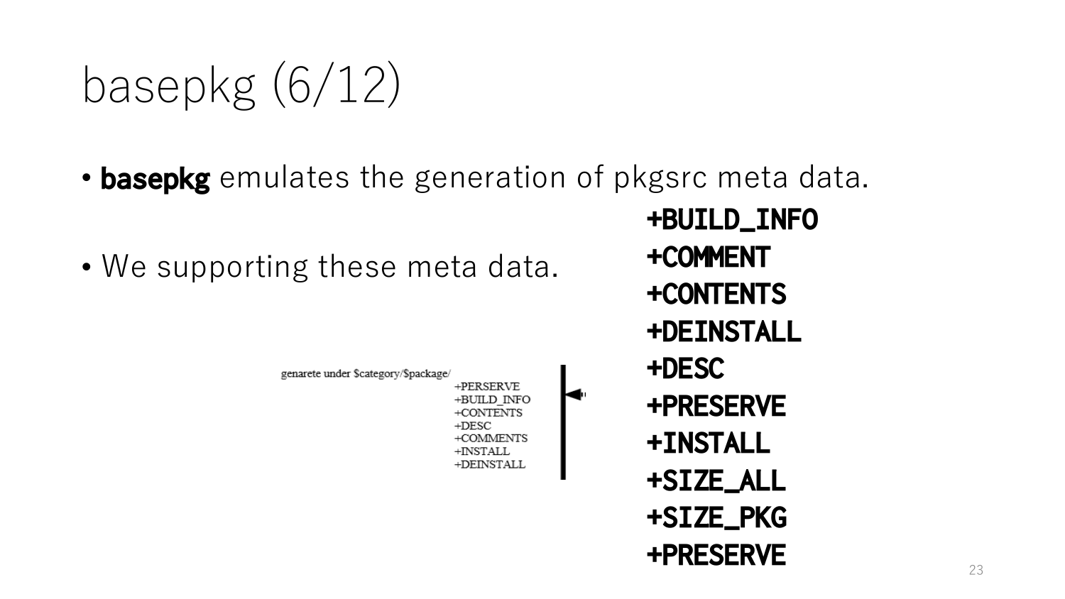# basepkg (6/12)

- **basepkg** emulates the generation of pkgsrc meta data.

- We supporting these meta data.

genarete under $category/$package/

+PERSERVE
+BUILD_INFO
+CONTENTS
+DESC
+COMMENTS
+INSTALL
+DEINSTALL

**+BUILD_INFO**
**+COMMENT**
**+CONTENTS**
**+DEINSTALL**
**+DESC**
**+PRESERVE**
**+INSTALL**
**+SIZE_ALL**
**+SIZE_PKG**
**+PRESERVE**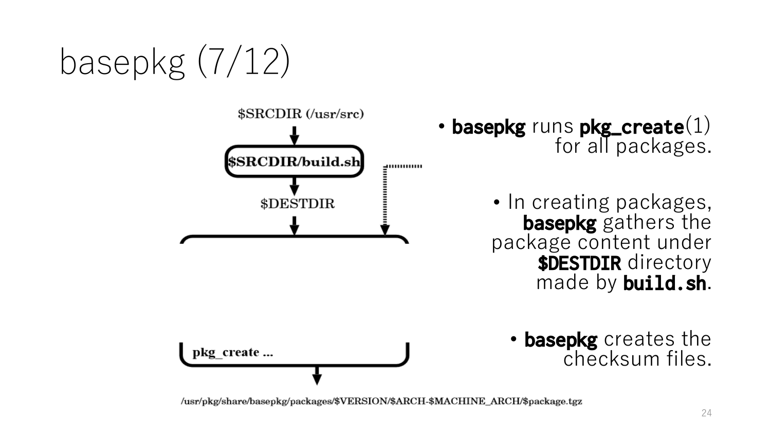# basepkg (7/12)

$SRCDIR (/usr/src)

$SRCDIR/build.sh

$DESTDIR

pkg_create ...

/usr/pkg/share/basepkg/packages/$VERSION/$ARCH-$MACHINE_ARCH/$package.tgz

- **basepkg** runs **pkg_create**(1) for all packages.
- In creating packages, **basepkg** gathers the package content under **$DESTDIR** directory made by **build.sh**.
- **basepkg** creates the checksum files.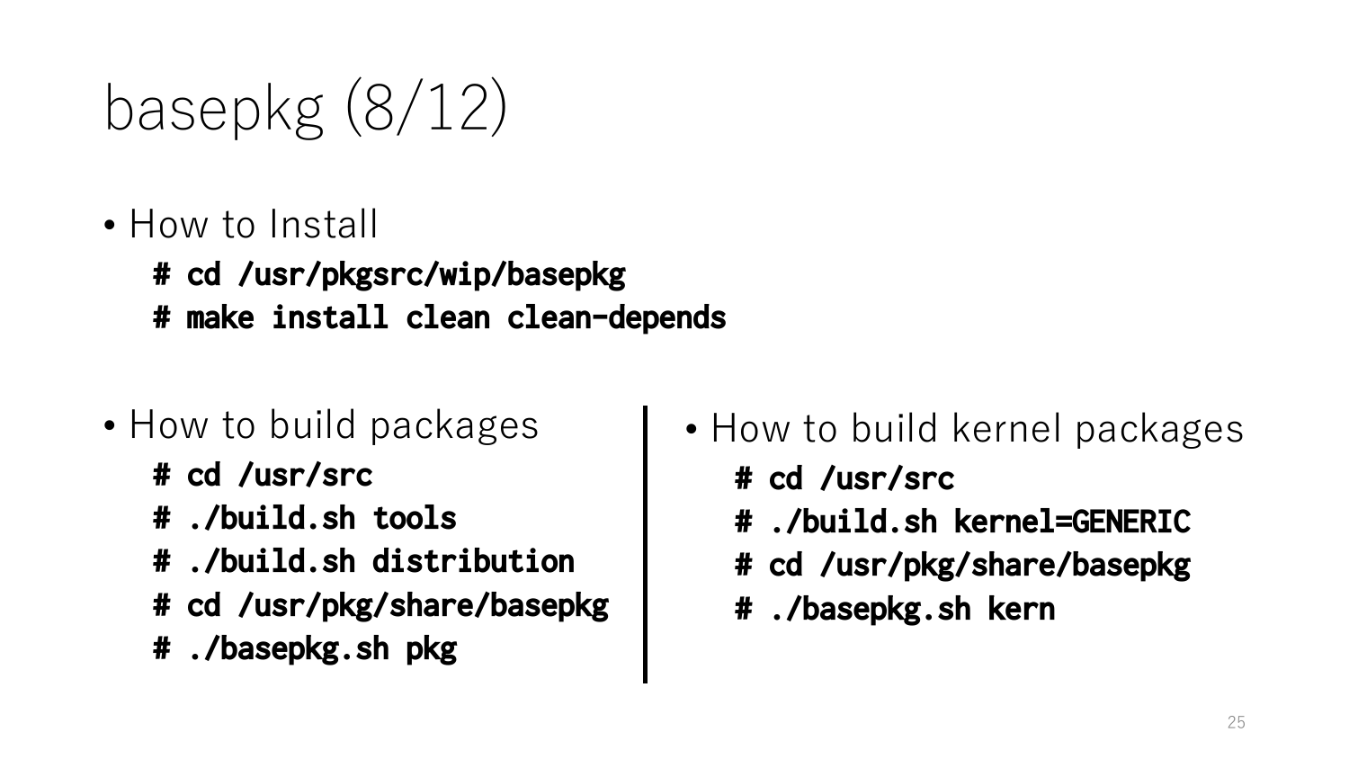# basepkg (8/12)

- How to Install

```
# cd /usr/pkgsrc/wip/basepkg
# make install clean clean-depends
```

- How to build packages

```
# cd /usr/src
# ./build.sh tools
# ./build.sh distribution
# cd /usr/pkg/share/basepkg
# ./basepkg.sh pkg
```

- How to build kernel packages

```
# cd /usr/src
# ./build.sh kernel=GENERIC
# cd /usr/pkg/share/basepkg
# ./basepkg.sh kern
```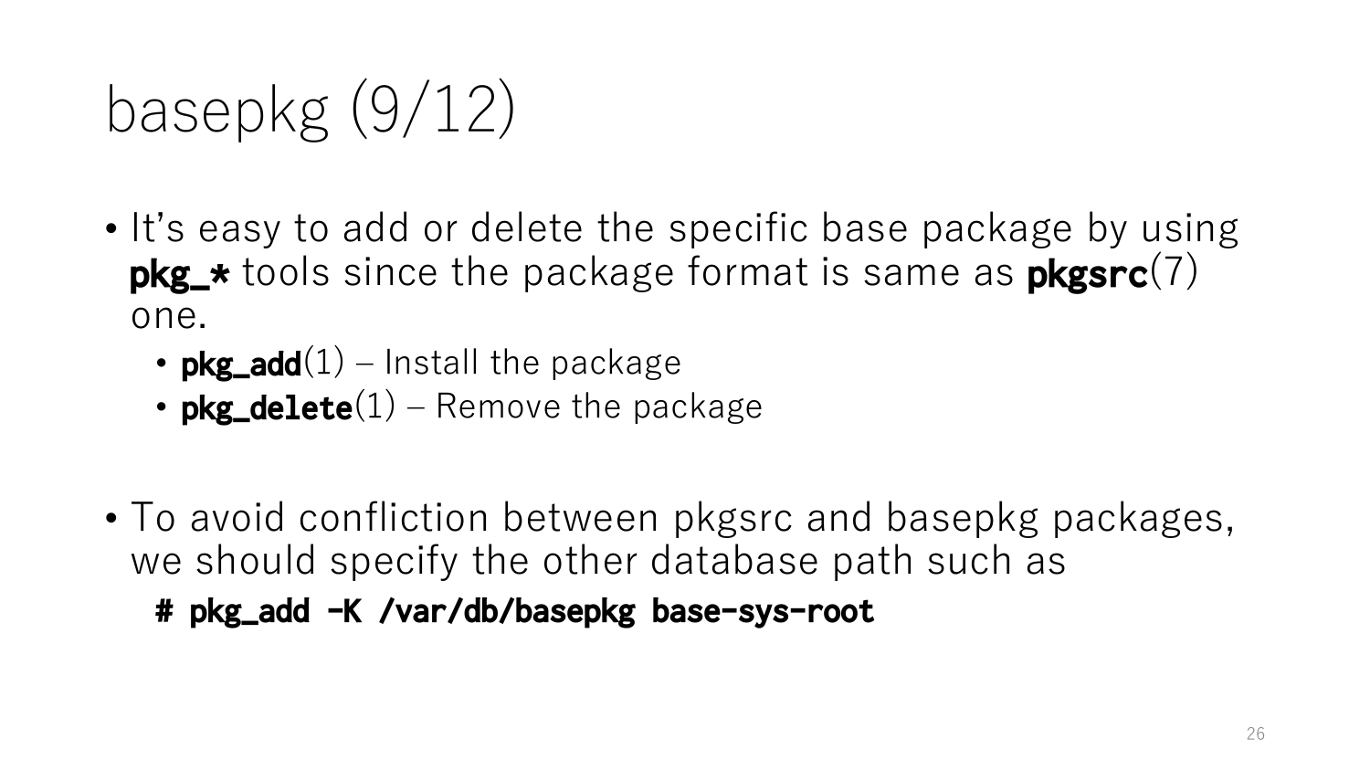# basepkg (9/12)

- It's easy to add or delete the specific base package by using **pkg_*** tools since the package format is same as **pkgsrc**(7) one.
  - **pkg_add**(1) – Install the package
  - **pkg_delete**(1) – Remove the package

- To avoid confliction between pkgsrc and basepkg packages, we should specify the other database path such as

```
# pkg_add -K /var/db/basepkg base-sys-root
```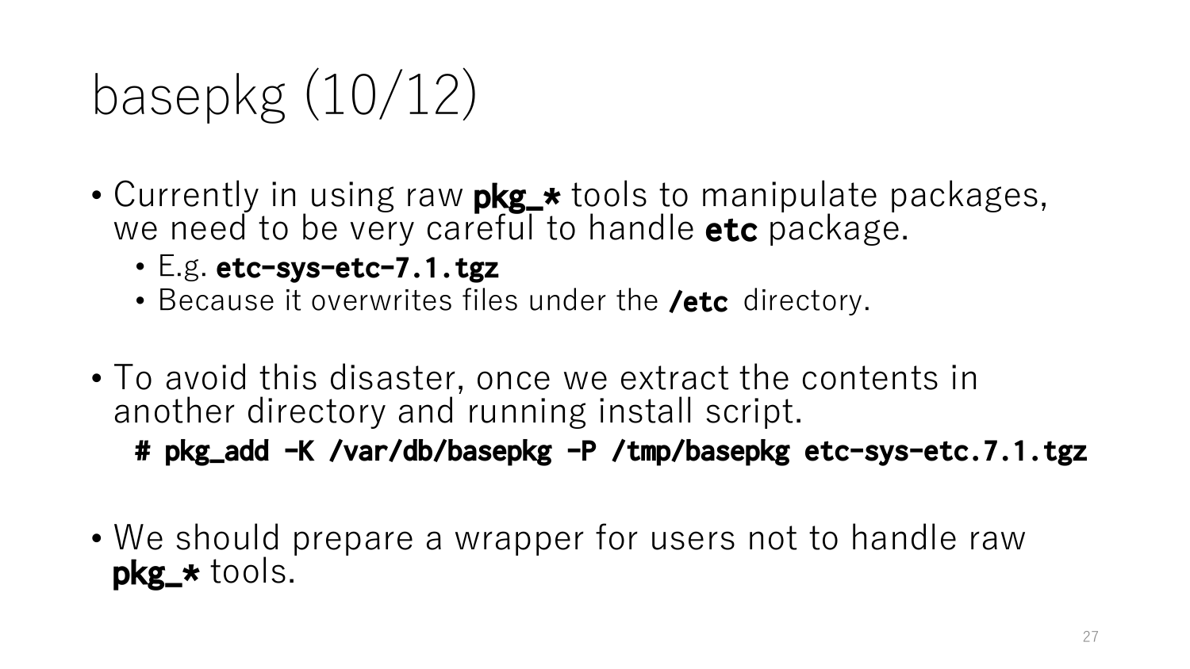# basepkg (10/12)

- Currently in using raw **pkg_*** tools to manipulate packages, we need to be very careful to handle **etc** package.
  - E.g. **etc-sys-etc-7.1.tgz**
  - Because it overwrites files under the **/etc** directory.

- To avoid this disaster, once we extract the contents in another directory and running install script.

```
# pkg_add -K /var/db/basepkg -P /tmp/basepkg etc-sys-etc.7.1.tgz
```

- We should prepare a wrapper for users not to handle raw **pkg_*** tools.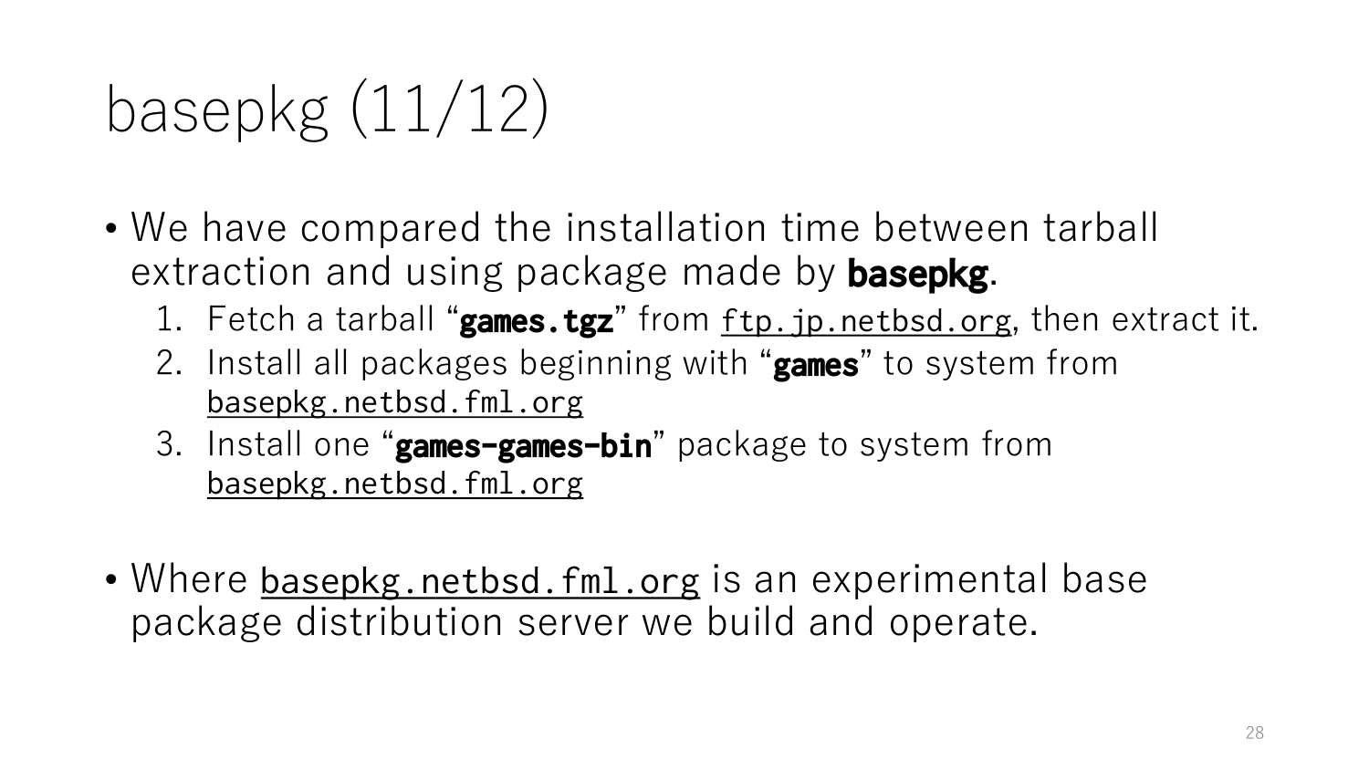# basepkg (11/12)

- We have compared the installation time between tarball extraction and using package made by **basepkg**.
  1. Fetch a tarball “**games.tgz**” from ftp.jp.netbsd.org, then extract it.
  2. Install all packages beginning with “**games**” to system from basepkg.netbsd.fml.org
  3. Install one “**games-games-bin**” package to system from basepkg.netbsd.fml.org

- Where basepkg.netbsd.fml.org is an experimental base package distribution server we build and operate.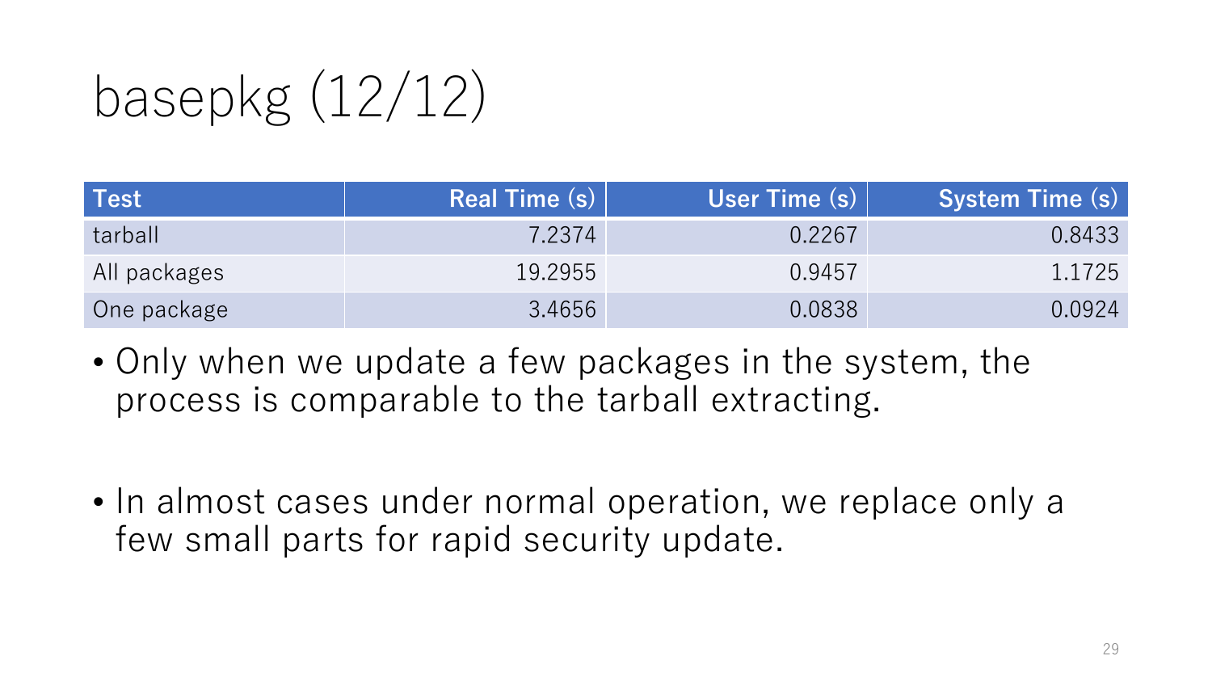# basepkg (12/12)

| Test | Real Time (s) | User Time (s) | System Time (s) |
| --- | --- | --- | --- |
| tarball | 7.2374 | 0.2267 | 0.8433 |
| All packages | 19.2955 | 0.9457 | 1.1725 |
| One package | 3.4656 | 0.0838 | 0.0924 |

- Only when we update a few packages in the system, the process is comparable to the tarball extracting.
- In almost cases under normal operation, we replace only a few small parts for rapid security update.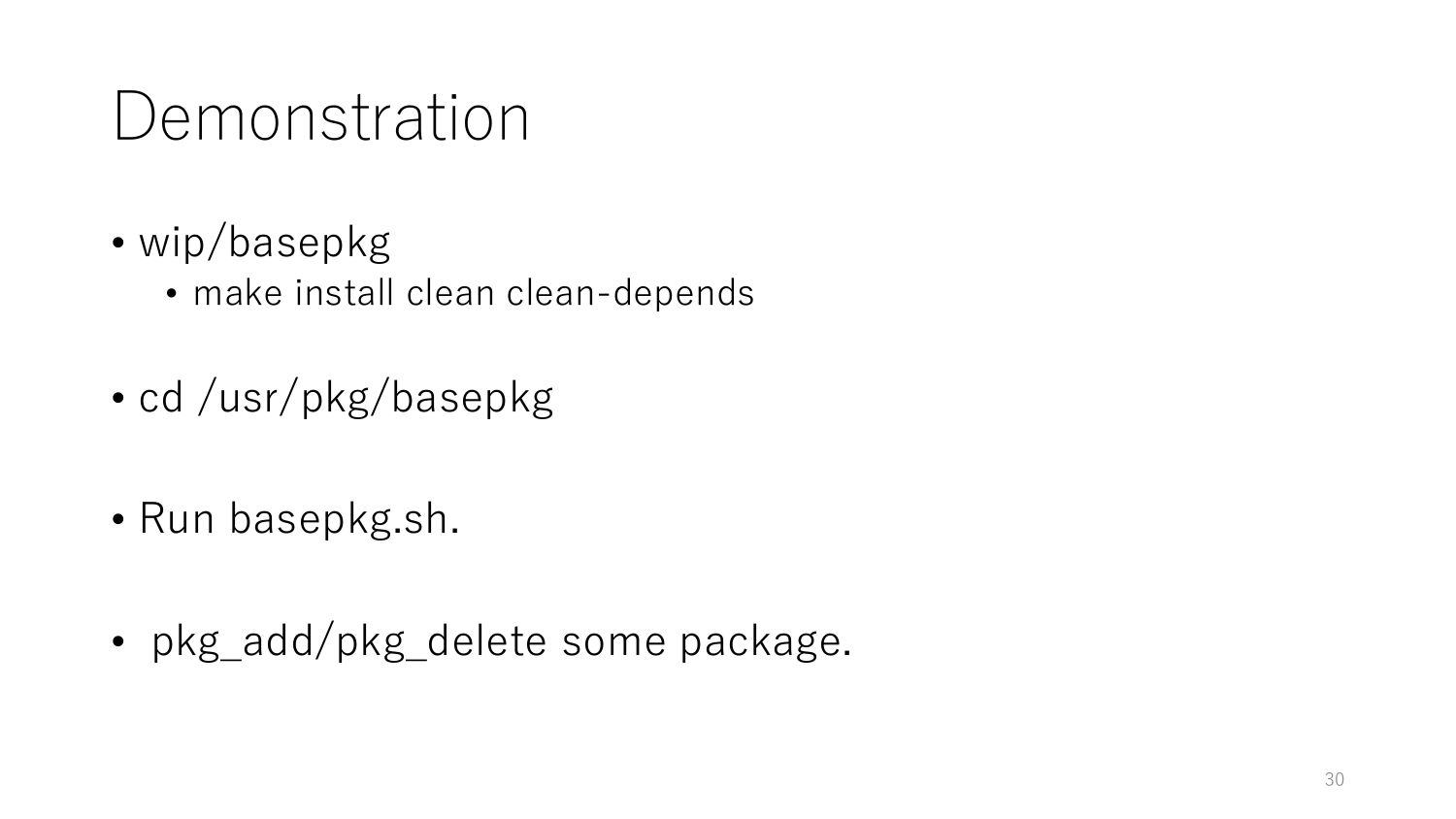# Demonstration

- wip/basepkg
  - make install clean clean-depends
- cd /usr/pkg/basepkg
- Run basepkg.sh.
- pkg_add/pkg_delete some package.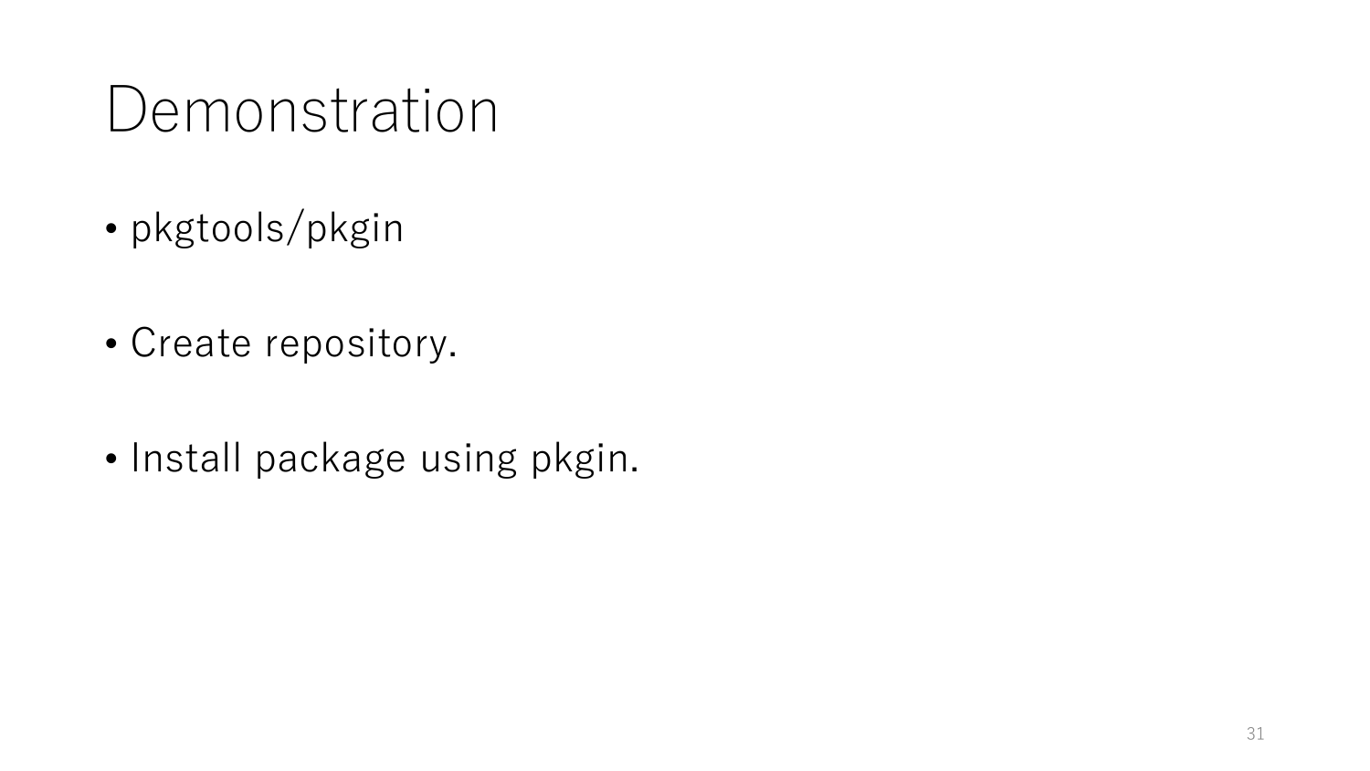# Demonstration

- pkgtools/pkgin
- Create repository.
- Install package using pkgin.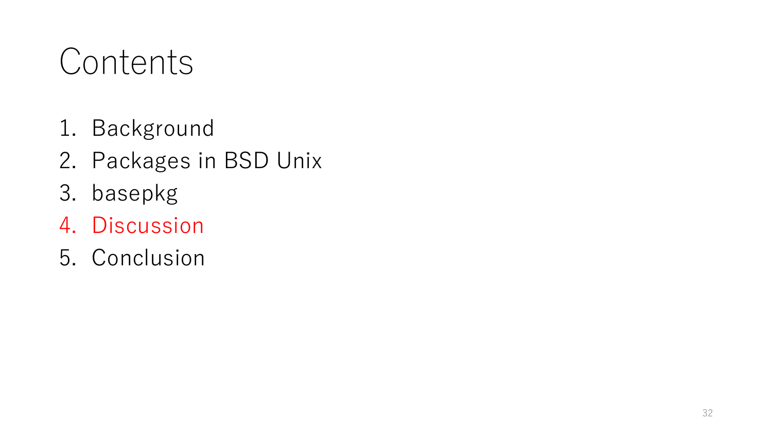# Contents

1. Background
2. Packages in BSD Unix
3. basepkg
4. Discussion
5. Conclusion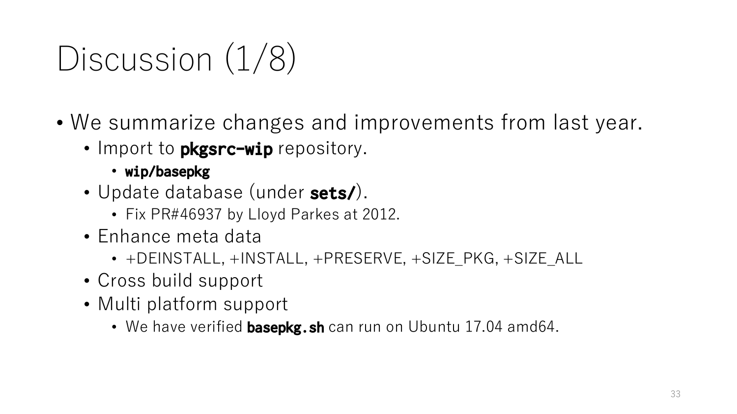# Discussion (1/8)

- We summarize changes and improvements from last year.
  - Import to **pkgsrc-wip** repository.
    - **wip/basepkg**
  - Update database (under **sets/**).
    - Fix PR#46937 by Lloyd Parkes at 2012.
  - Enhance meta data
    - +DEINSTALL, +INSTALL, +PRESERVE, +SIZE_PKG, +SIZE_ALL
  - Cross build support
  - Multi platform support
    - We have verified **basepkg.sh** can run on Ubuntu 17.04 amd64.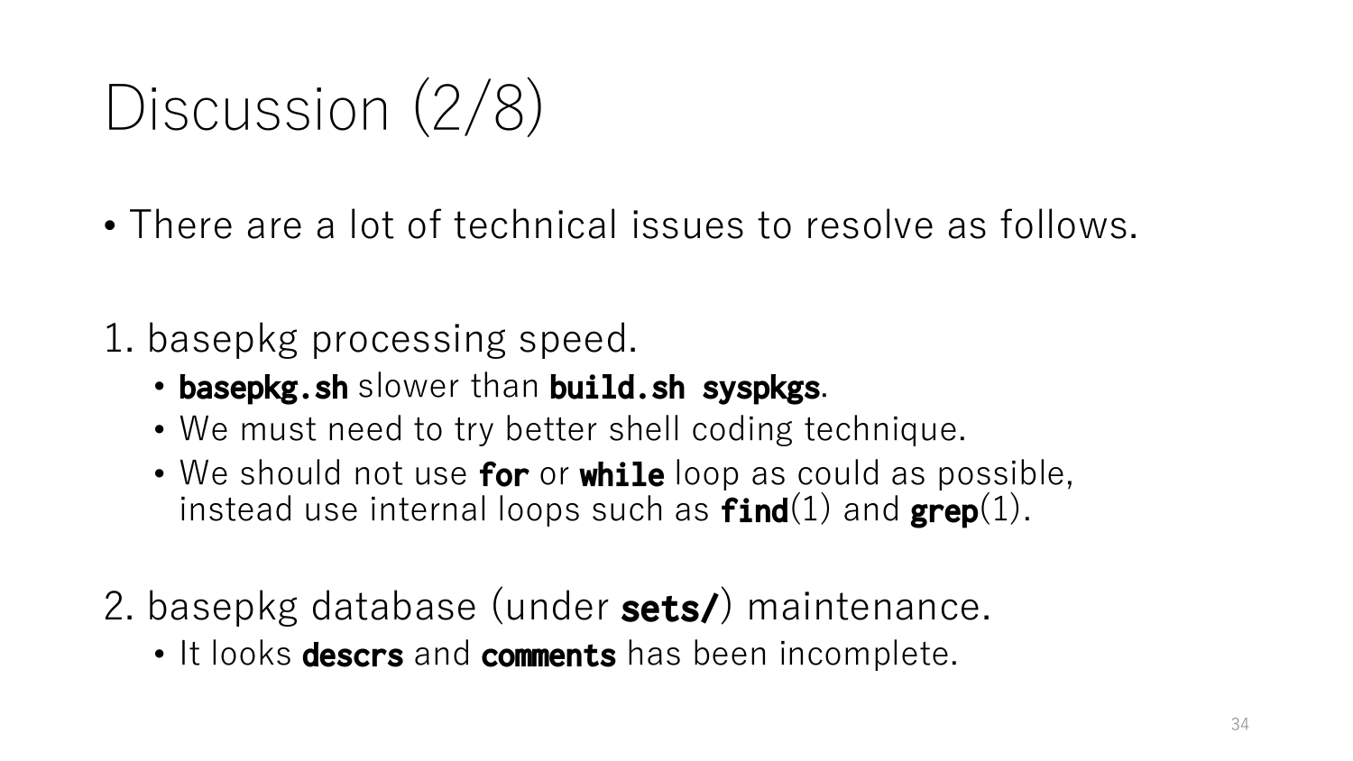# Discussion (2/8)

- There are a lot of technical issues to resolve as follows.

1. basepkg processing speed.
   - **basepkg.sh** slower than **build.sh syspkgs**.
   - We must need to try better shell coding technique.
   - We should not use **for** or **while** loop as could as possible, instead use internal loops such as **find**(1) and **grep**(1).

2. basepkg database (under **sets/**) maintenance.
   - It looks **descrs** and **comments** has been incomplete.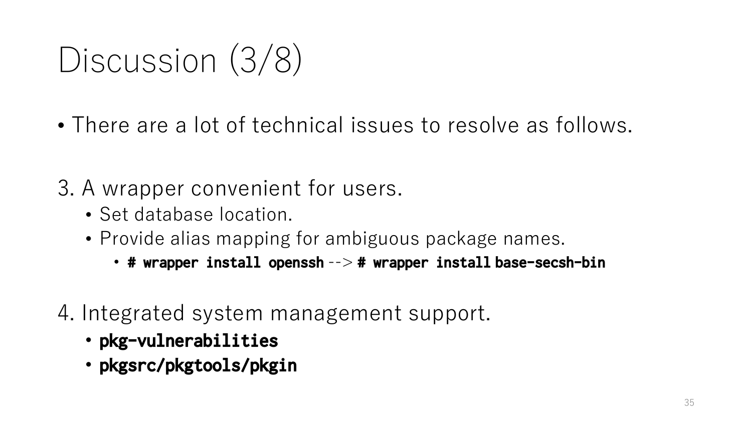# Discussion (3/8)

- There are a lot of technical issues to resolve as follows.

3. A wrapper convenient for users.
   - Set database location.
   - Provide alias mapping for ambiguous package names.
     - **# wrapper install openssh** --> **# wrapper install base-secsh-bin**

4. Integrated system management support.
   - **pkg-vulnerabilities**
   - **pkgsrc/pkgtools/pkgin**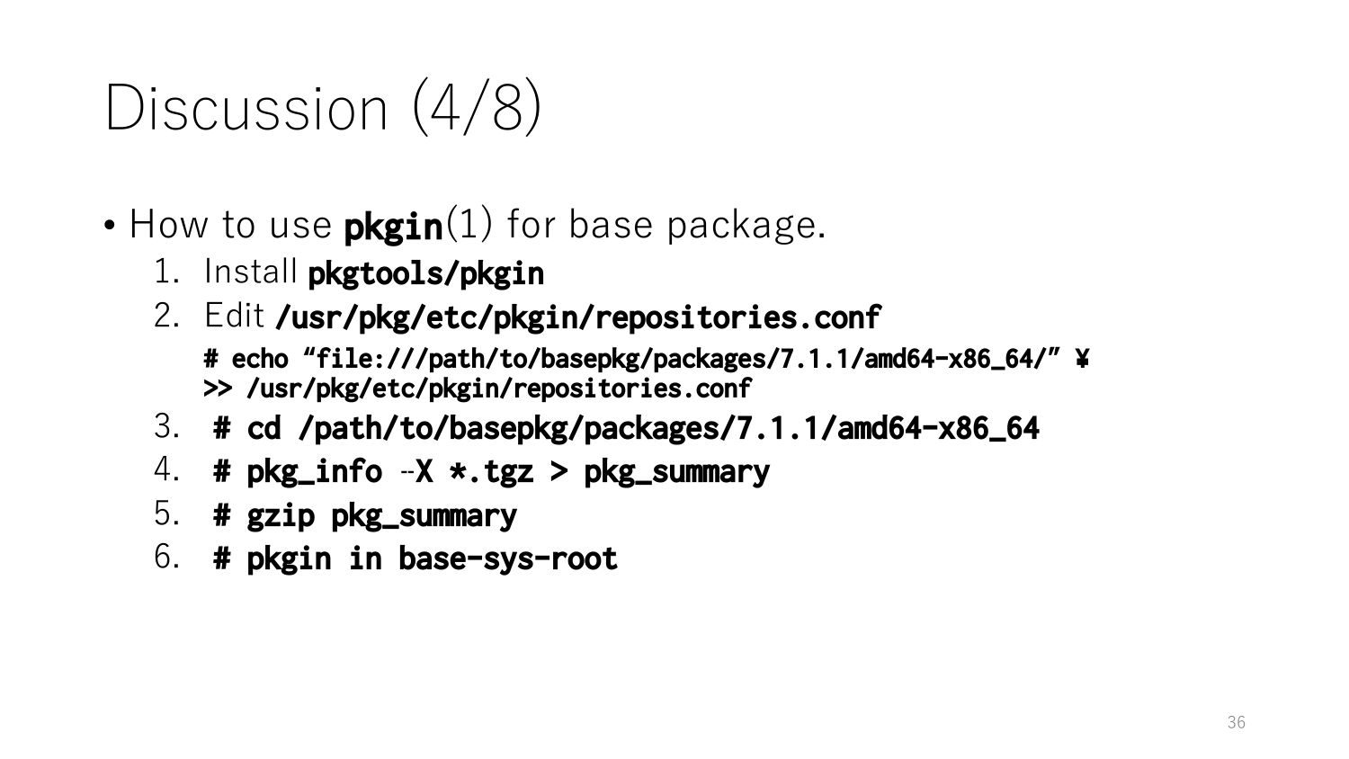# Discussion (4/8)

- How to use **pkgin**(1) for base package.
  1. Install **pkgtools/pkgin**
  2. Edit **/usr/pkg/etc/pkgin/repositories.conf**

     **# echo "file:///path/to/basepkg/packages/7.1.1/amd64-x86_64/" ¥**
     **>> /usr/pkg/etc/pkgin/repositories.conf**
  3. **# cd /path/to/basepkg/packages/7.1.1/amd64-x86_64**
  4. **# pkg_info -X *.tgz > pkg_summary**
  5. **# gzip pkg_summary**
  6. **# pkgin in base-sys-root**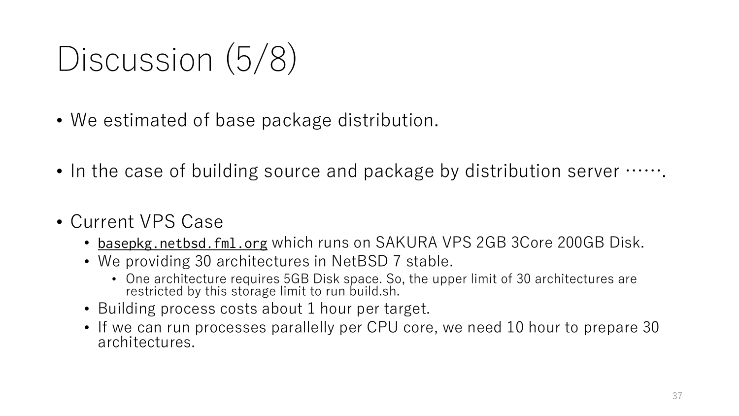# Discussion (5/8)

- We estimated of base package distribution.
- In the case of building source and package by distribution server …….
- Current VPS Case
  - `basepkg.netbsd.fml.org` which runs on SAKURA VPS 2GB 3Core 200GB Disk.
  - We providing 30 architectures in NetBSD 7 stable.
    - One architecture requires 5GB Disk space. So, the upper limit of 30 architectures are restricted by this storage limit to run build.sh.
  - Building process costs about 1 hour per target.
  - If we can run processes parallelly per CPU core, we need 10 hour to prepare 30 architectures.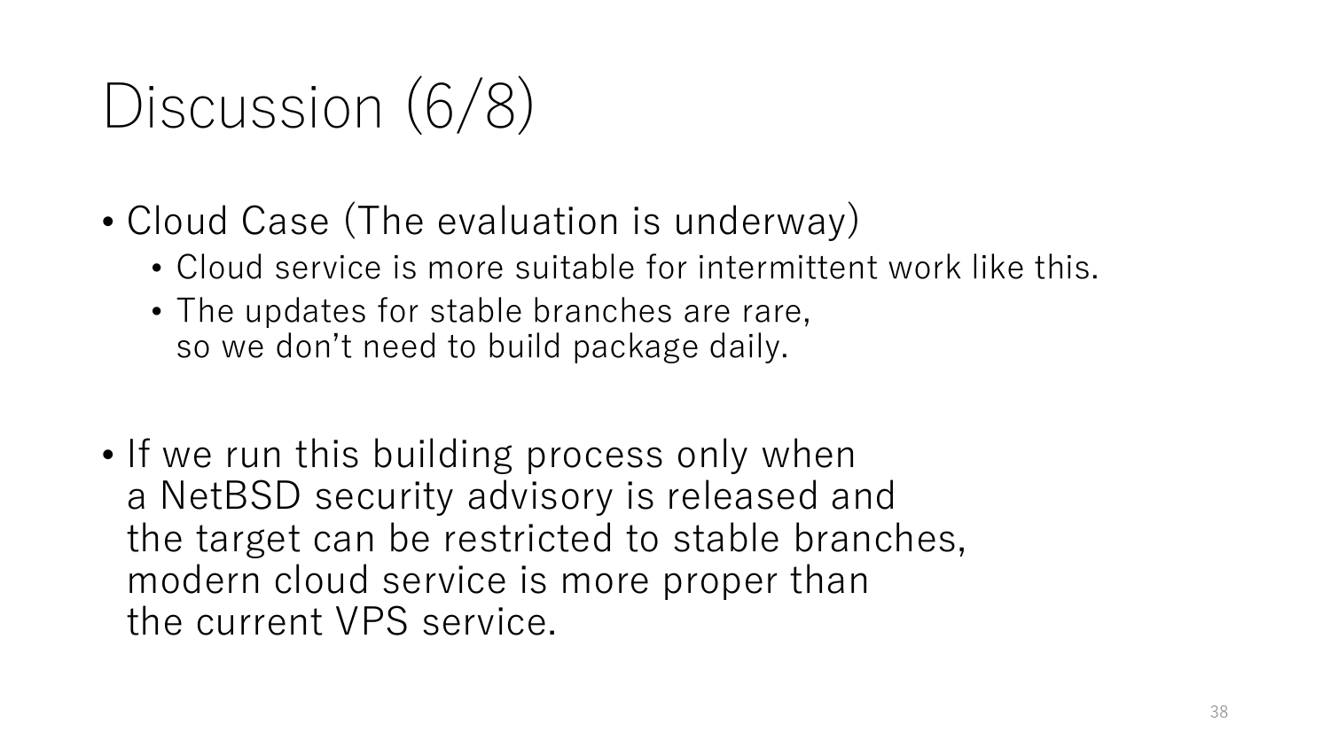# Discussion (6/8)

- Cloud Case (The evaluation is underway)
  - Cloud service is more suitable for intermittent work like this.
  - The updates for stable branches are rare,
    so we don’t need to build package daily.

- If we run this building process only when
  a NetBSD security advisory is released and
  the target can be restricted to stable branches,
  modern cloud service is more proper than
  the current VPS service.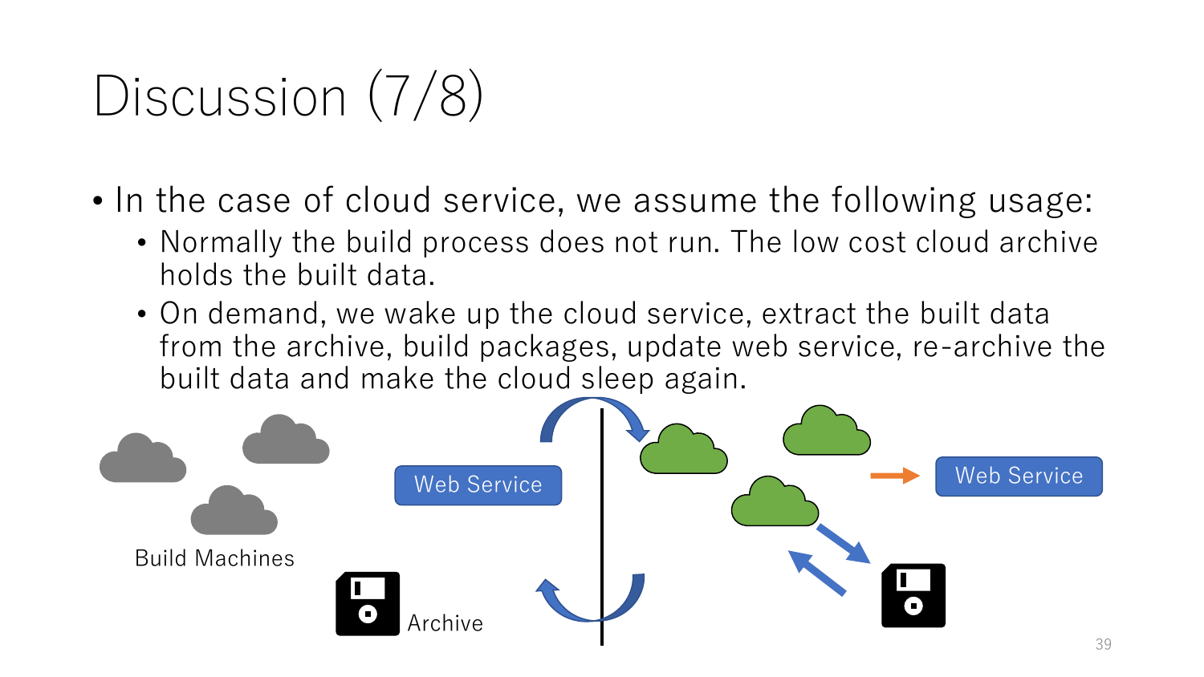# Discussion (7/8)

- In the case of cloud service, we assume the following usage:
  - Normally the build process does not run. The low cost cloud archive holds the built data.
  - On demand, we wake up the cloud service, extract the built data from the archive, build packages, update web service, re-archive the built data and make the cloud sleep again.

Build Machines

Web Service

Archive

Web Service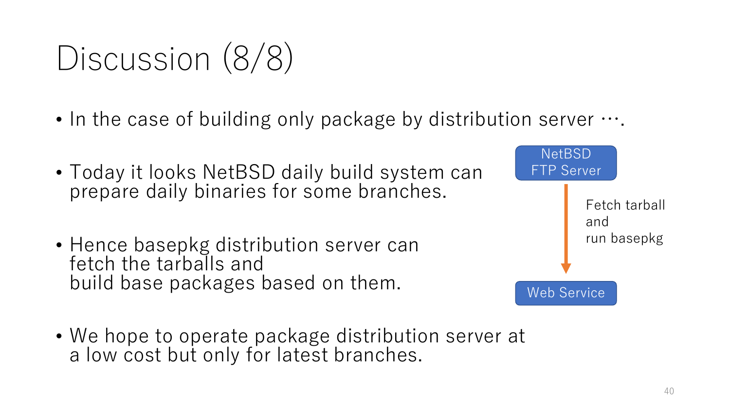# Discussion (8/8)

- In the case of building only package by distribution server ….

- Today it looks NetBSD daily build system can prepare daily binaries for some branches.

- Hence basepkg distribution server can fetch the tarballs and build base packages based on them.

- We hope to operate package distribution server at a low cost but only for latest branches.

NetBSD FTP Server

Fetch tarball and run basepkg

Web Service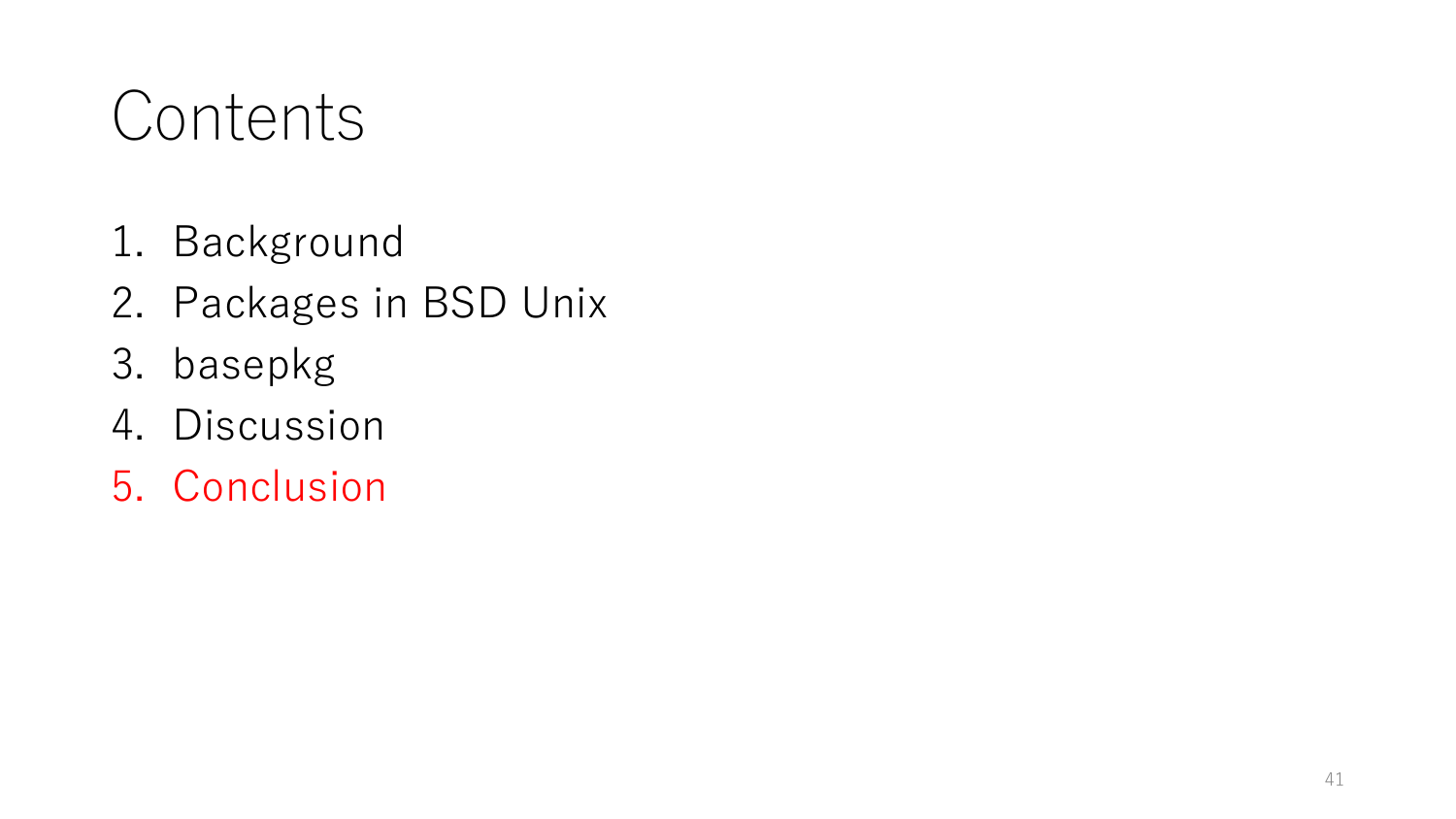# Contents

1. Background
2. Packages in BSD Unix
3. basepkg
4. Discussion
5. Conclusion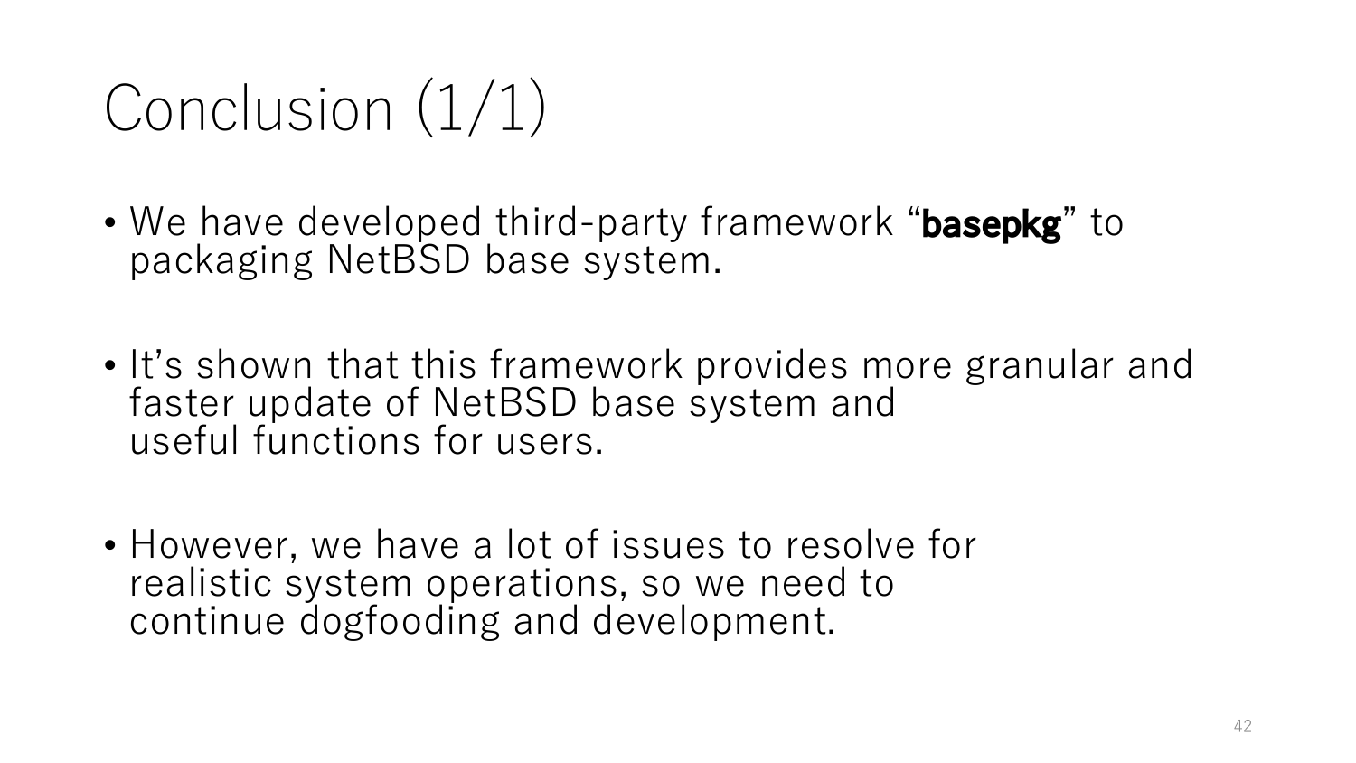# Conclusion (1/1)

- We have developed third-party framework "**basepkg**" to packaging NetBSD base system.

- It's shown that this framework provides more granular and faster update of NetBSD base system and useful functions for users.

- However, we have a lot of issues to resolve for realistic system operations, so we need to continue dogfooding and development.